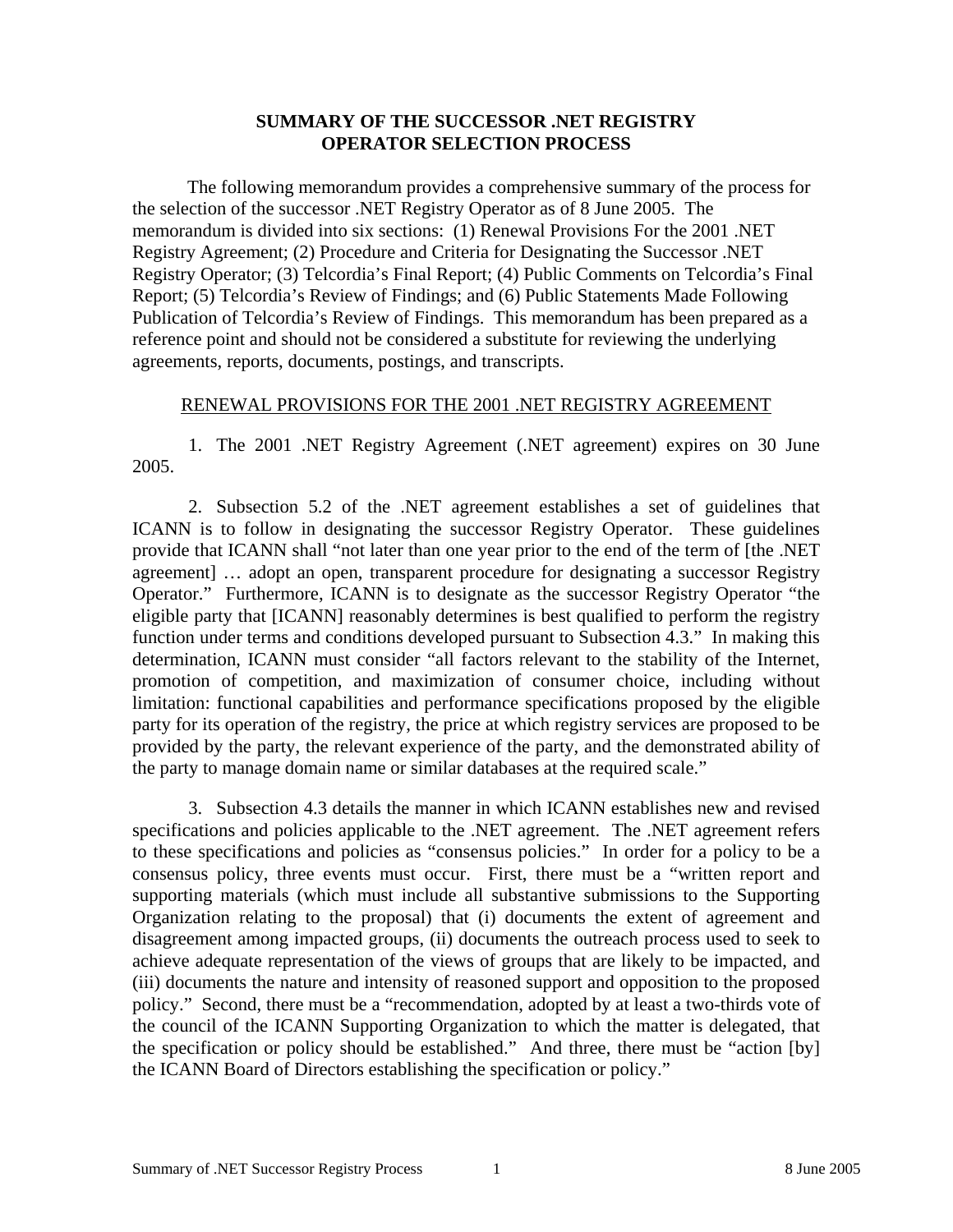# SUMMARY OF THE SUCCESSOR .NET REGISTRY OPERATOR SELECTION PROCESS

The following memorandum provides a comprehensive summary of the process for the selection of the successor .NET Registry Operator as of 8 June 2005. The memorandum is divided into six sections: (1) Renewal Provisions For the 2001 .NET Registry Agreement; (2) Procedure and Criteria for Designating the Successor .NET Registry Operator; (3) Telcordia's Final Report; (4) Public Comments on Telcordia's Final Report; (5) Telcordia's Review of Findings; and (6) Public Statements Made Following Publication of Telcordia's Review of Findings. This memorandum has been prepared as a reference point and should not be considered a substitute for reviewing the underlying agreements, reports, documents, postings, and transcripts.

## RENEWAL PROVISIONS FOR THE 2001 .NET REGISTRY AGREEMENT

1. The 2001 .NET Registry Agreement (.NET agreement) expires on 30 June 2005.

2. Subsection 5.2 of the .NET agreement establishes a set of guidelines that ICANN is to follow in designating the successor Registry Operator. These guidelines provide that ICANN shall "not later than one year prior to the end of the term of [the .NET agreement] … adopt an open, transparent procedure for designating a successor Registry Operator." Furthermore, ICANN is to designate as the successor Registry Operator "the eligible party that [ICANN] reasonably determines is best qualified to perform the registry function under terms and conditions developed pursuant to Subsection 4.3." In making this determination, ICANN must consider "all factors relevant to the stability of the Internet, promotion of competition, and maximization of consumer choice, including without limitation: functional capabilities and performance specifications proposed by the eligible party for its operation of the registry, the price at which registry services are proposed to be provided by the party, the relevant experience of the party, and the demonstrated ability of the party to manage domain name or similar databases at the required scale."

3. Subsection 4.3 details the manner in which ICANN establishes new and revised specifications and policies applicable to the .NET agreement. The .NET agreement refers to these specifications and policies as "consensus policies." In order for a policy to be a consensus policy, three events must occur. First, there must be a "written report and supporting materials (which must include all substantive submissions to the Supporting Organization relating to the proposal) that (i) documents the extent of agreement and disagreement among impacted groups, (ii) documents the outreach process used to seek to achieve adequate representation of the views of groups that are likely to be impacted, and (iii) documents the nature and intensity of reasoned support and opposition to the proposed policy." Second, there must be a "recommendation, adopted by at least a two-thirds vote of the council of the ICANN Supporting Organization to which the matter is delegated, that the specification or policy should be established." And three, there must be "action [by] the ICANN Board of Directors establishing the specification or policy."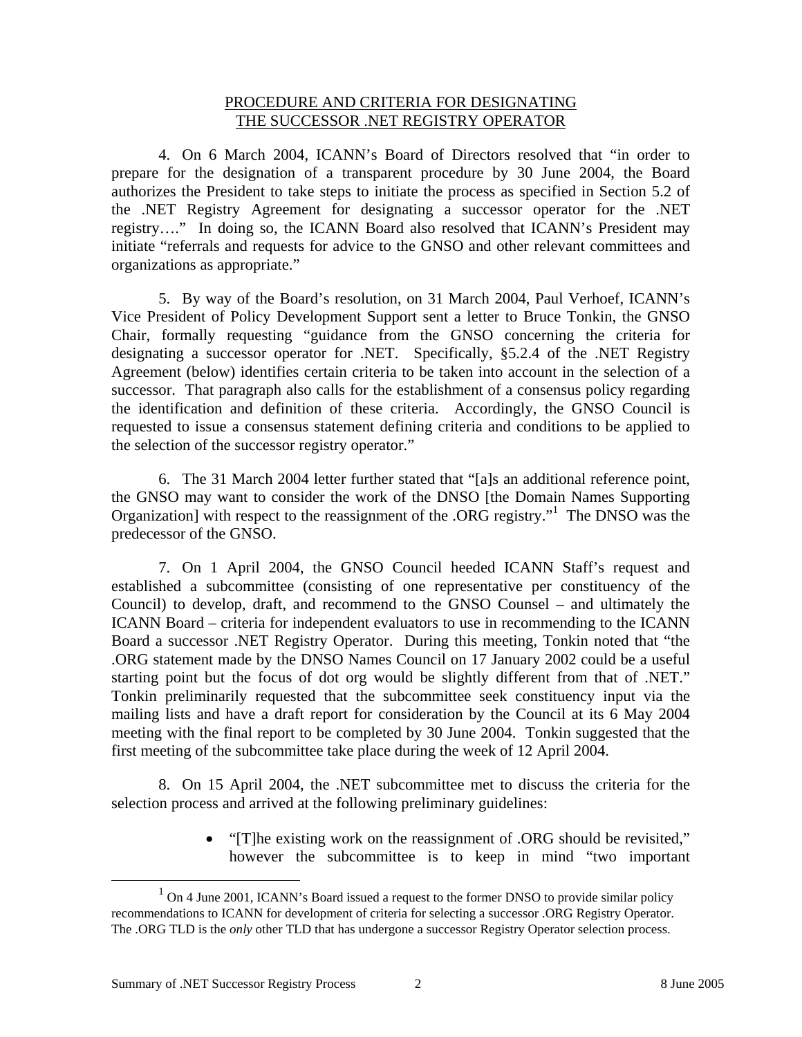## PROCEDURE AND CRITERIA FOR DESIGNATING THE SUCCESSOR .NET REGISTRY OPERATOR

4. On 6 March 2004, ICANN's Board of Directors resolved that "in order to prepare for the designation of a transparent procedure by 30 June 2004, the Board authorizes the President to take steps to initiate the process as specified in Section 5.2 of the .NET Registry Agreement for designating a successor operator for the .NET registry…." In doing so, the ICANN Board also resolved that ICANN's President may initiate "referrals and requests for advice to the GNSO and other relevant committees and organizations as appropriate."

5. By way of the Board's resolution, on 31 March 2004, Paul Verhoef, ICANN's Vice President of Policy Development Support sent a letter to Bruce Tonkin, the GNSO Chair, formally requesting "guidance from the GNSO concerning the criteria for designating a successor operator for .NET. Specifically, §5.2.4 of the .NET Registry Agreement (below) identifies certain criteria to be taken into account in the selection of a successor. That paragraph also calls for the establishment of a consensus policy regarding the identification and definition of these criteria. Accordingly, the GNSO Council is requested to issue a consensus statement defining criteria and conditions to be applied to the selection of the successor registry operator."

6. The 31 March 2004 letter further stated that "[a]s an additional reference point, the GNSO may want to consider the work of the DNSO [the Domain Names Supporting Organization] with respect to the reassignment of the .ORG registry."[1] The DNSO was the predecessor of the GNSO.

7. On 1 April 2004, the GNSO Council heeded ICANN Staff's request and established a subcommittee (consisting of one representative per constituency of the Council) to develop, draft, and recommend to the GNSO Counsel – and ultimately the ICANN Board – criteria for independent evaluators to use in recommending to the ICANN Board a successor .NET Registry Operator. During this meeting, Tonkin noted that "the .ORG statement made by the DNSO Names Council on 17 January 2002 could be a useful starting point but the focus of dot org would be slightly different from that of .NET." Tonkin preliminarily requested that the subcommittee seek constituency input via the mailing lists and have a draft report for consideration by the Council at its 6 May 2004 meeting with the final report to be completed by 30 June 2004. Tonkin suggested that the first meeting of the subcommittee take place during the week of 12 April 2004.

8. On 15 April 2004, the .NET subcommittee met to discuss the criteria for the selection process and arrived at the following preliminary guidelines:

- "[T]he existing work on the reassignment of .ORG should be revisited," however the subcommittee is to keep in mind "two important

[1] On 4 June 2001, ICANN's Board issued a request to the former DNSO to provide similar policy recommendations to ICANN for development of criteria for selecting a successor .ORG Registry Operator. The .ORG TLD is the *only* other TLD that has undergone a successor Registry Operator selection process.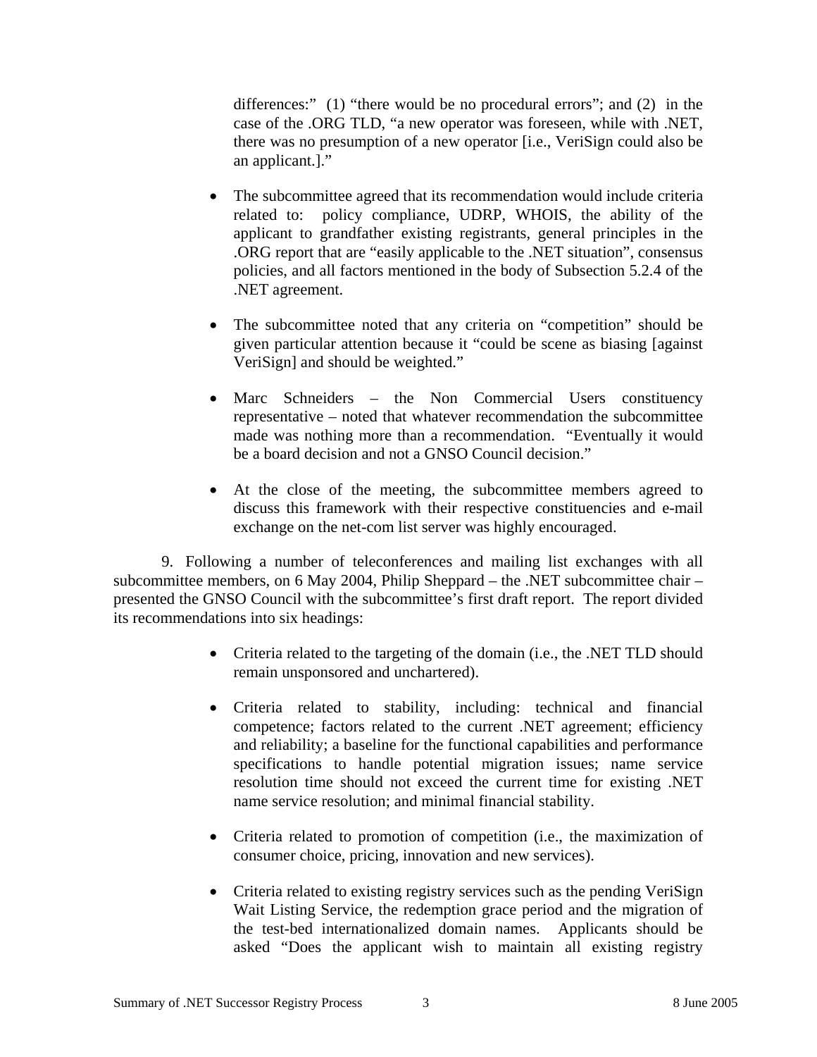differences:" (1) "there would be no procedural errors"; and (2) in the case of the .ORG TLD, "a new operator was foreseen, while with .NET, there was no presumption of a new operator [i.e., VeriSign could also be an applicant.]."

- The subcommittee agreed that its recommendation would include criteria related to: policy compliance, UDRP, WHOIS, the ability of the applicant to grandfather existing registrants, general principles in the .ORG report that are "easily applicable to the .NET situation", consensus policies, and all factors mentioned in the body of Subsection 5.2.4 of the .NET agreement.

- The subcommittee noted that any criteria on "competition" should be given particular attention because it "could be scene as biasing [against VeriSign] and should be weighted."

- Marc Schneiders – the Non Commercial Users constituency representative – noted that whatever recommendation the subcommittee made was nothing more than a recommendation. "Eventually it would be a board decision and not a GNSO Council decision."

- At the close of the meeting, the subcommittee members agreed to discuss this framework with their respective constituencies and e-mail exchange on the net-com list server was highly encouraged.

9. Following a number of teleconferences and mailing list exchanges with all subcommittee members, on 6 May 2004, Philip Sheppard – the .NET subcommittee chair – presented the GNSO Council with the subcommittee's first draft report. The report divided its recommendations into six headings:

- Criteria related to the targeting of the domain (i.e., the .NET TLD should remain unsponsored and unchartered).

- Criteria related to stability, including: technical and financial competence; factors related to the current .NET agreement; efficiency and reliability; a baseline for the functional capabilities and performance specifications to handle potential migration issues; name service resolution time should not exceed the current time for existing .NET name service resolution; and minimal financial stability.

- Criteria related to promotion of competition (i.e., the maximization of consumer choice, pricing, innovation and new services).

- Criteria related to existing registry services such as the pending VeriSign Wait Listing Service, the redemption grace period and the migration of the test-bed internationalized domain names. Applicants should be asked "Does the applicant wish to maintain all existing registry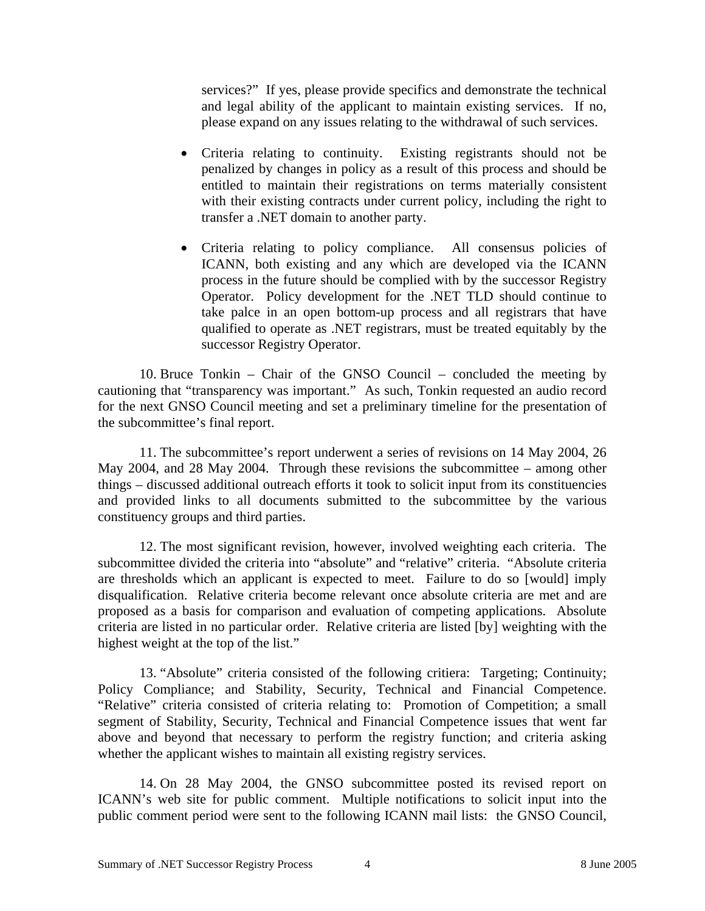services?" If yes, please provide specifics and demonstrate the technical and legal ability of the applicant to maintain existing services. If no, please expand on any issues relating to the withdrawal of such services.

- Criteria relating to continuity. Existing registrants should not be penalized by changes in policy as a result of this process and should be entitled to maintain their registrations on terms materially consistent with their existing contracts under current policy, including the right to transfer a .NET domain to another party.

- Criteria relating to policy compliance. All consensus policies of ICANN, both existing and any which are developed via the ICANN process in the future should be complied with by the successor Registry Operator. Policy development for the .NET TLD should continue to take palce in an open bottom-up process and all registrars that have qualified to operate as .NET registrars, must be treated equitably by the successor Registry Operator.

10. Bruce Tonkin – Chair of the GNSO Council – concluded the meeting by cautioning that "transparency was important." As such, Tonkin requested an audio record for the next GNSO Council meeting and set a preliminary timeline for the presentation of the subcommittee's final report.

11. The subcommittee's report underwent a series of revisions on 14 May 2004, 26 May 2004, and 28 May 2004. Through these revisions the subcommittee – among other things – discussed additional outreach efforts it took to solicit input from its constituencies and provided links to all documents submitted to the subcommittee by the various constituency groups and third parties.

12. The most significant revision, however, involved weighting each criteria. The subcommittee divided the criteria into "absolute" and "relative" criteria. "Absolute criteria are thresholds which an applicant is expected to meet. Failure to do so [would] imply disqualification. Relative criteria become relevant once absolute criteria are met and are proposed as a basis for comparison and evaluation of competing applications. Absolute criteria are listed in no particular order. Relative criteria are listed [by] weighting with the highest weight at the top of the list."

13. "Absolute" criteria consisted of the following critiera: Targeting; Continuity; Policy Compliance; and Stability, Security, Technical and Financial Competence. "Relative" criteria consisted of criteria relating to: Promotion of Competition; a small segment of Stability, Security, Technical and Financial Competence issues that went far above and beyond that necessary to perform the registry function; and criteria asking whether the applicant wishes to maintain all existing registry services.

14. On 28 May 2004, the GNSO subcommittee posted its revised report on ICANN's web site for public comment. Multiple notifications to solicit input into the public comment period were sent to the following ICANN mail lists: the GNSO Council,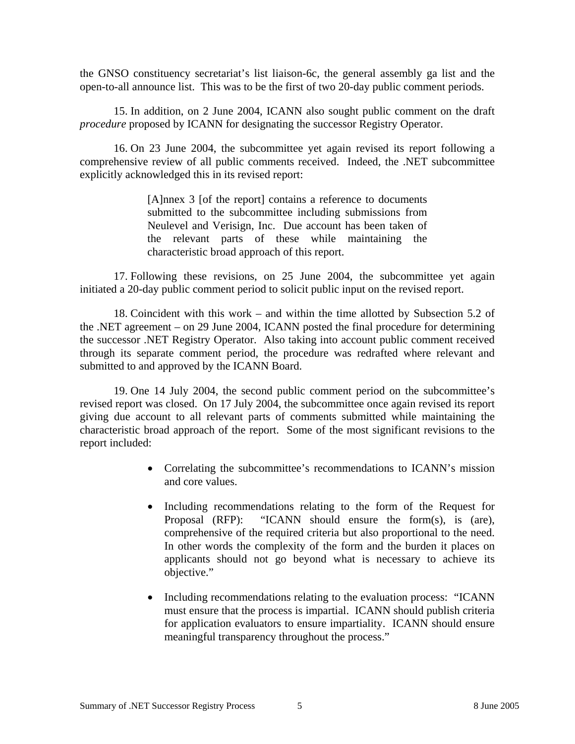the GNSO constituency secretariat's list liaison-6c, the general assembly ga list and the open-to-all announce list. This was to be the first of two 20-day public comment periods.

15. In addition, on 2 June 2004, ICANN also sought public comment on the draft *procedure* proposed by ICANN for designating the successor Registry Operator.

16. On 23 June 2004, the subcommittee yet again revised its report following a comprehensive review of all public comments received. Indeed, the .NET subcommittee explicitly acknowledged this in its revised report:

> [A]nnex 3 [of the report] contains a reference to documents submitted to the subcommittee including submissions from Neulevel and Verisign, Inc. Due account has been taken of the relevant parts of these while maintaining the characteristic broad approach of this report.

17. Following these revisions, on 25 June 2004, the subcommittee yet again initiated a 20-day public comment period to solicit public input on the revised report.

18. Coincident with this work – and within the time allotted by Subsection 5.2 of the .NET agreement – on 29 June 2004, ICANN posted the final procedure for determining the successor .NET Registry Operator. Also taking into account public comment received through its separate comment period, the procedure was redrafted where relevant and submitted to and approved by the ICANN Board.

19. One 14 July 2004, the second public comment period on the subcommittee's revised report was closed. On 17 July 2004, the subcommittee once again revised its report giving due account to all relevant parts of comments submitted while maintaining the characteristic broad approach of the report. Some of the most significant revisions to the report included:

- Correlating the subcommittee's recommendations to ICANN's mission and core values.
- Including recommendations relating to the form of the Request for Proposal (RFP): "ICANN should ensure the form(s), is (are), comprehensive of the required criteria but also proportional to the need. In other words the complexity of the form and the burden it places on applicants should not go beyond what is necessary to achieve its objective."
- Including recommendations relating to the evaluation process: "ICANN must ensure that the process is impartial. ICANN should publish criteria for application evaluators to ensure impartiality. ICANN should ensure meaningful transparency throughout the process."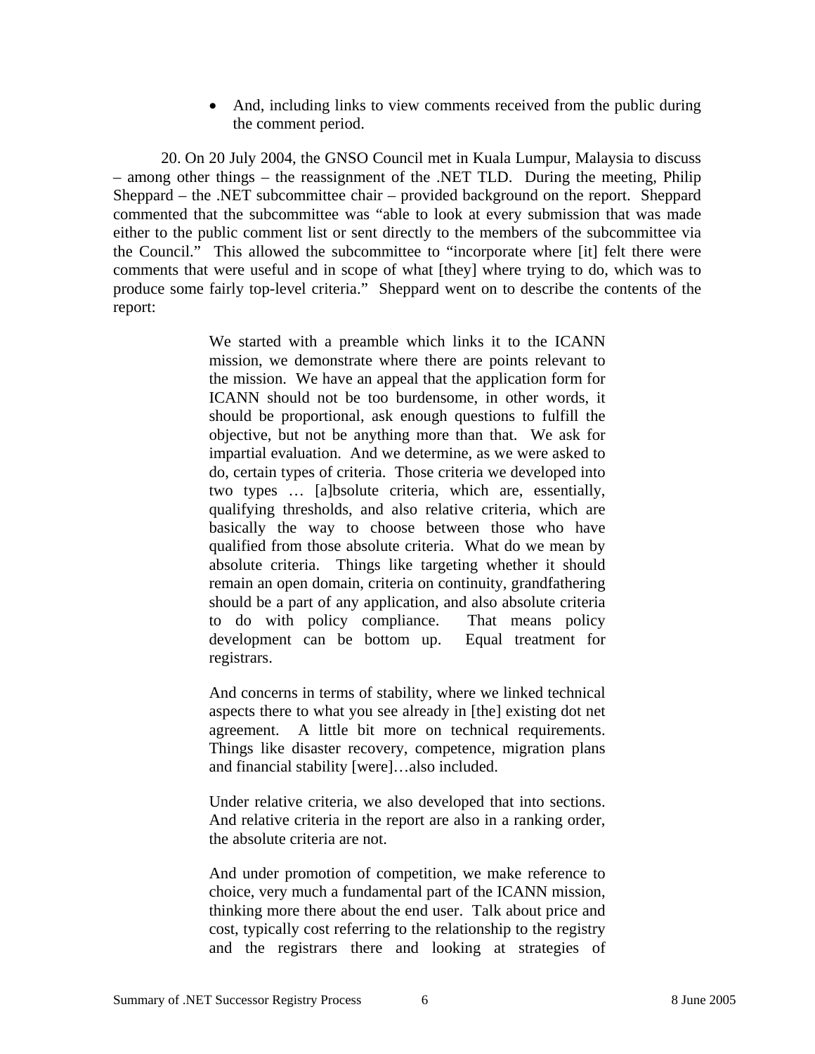- And, including links to view comments received from the public during the comment period.

20. On 20 July 2004, the GNSO Council met in Kuala Lumpur, Malaysia to discuss – among other things – the reassignment of the .NET TLD. During the meeting, Philip Sheppard – the .NET subcommittee chair – provided background on the report. Sheppard commented that the subcommittee was "able to look at every submission that was made either to the public comment list or sent directly to the members of the subcommittee via the Council." This allowed the subcommittee to "incorporate where [it] felt there were comments that were useful and in scope of what [they] where trying to do, which was to produce some fairly top-level criteria." Sheppard went on to describe the contents of the report:

> We started with a preamble which links it to the ICANN mission, we demonstrate where there are points relevant to the mission. We have an appeal that the application form for ICANN should not be too burdensome, in other words, it should be proportional, ask enough questions to fulfill the objective, but not be anything more than that. We ask for impartial evaluation. And we determine, as we were asked to do, certain types of criteria. Those criteria we developed into two types … [a]bsolute criteria, which are, essentially, qualifying thresholds, and also relative criteria, which are basically the way to choose between those who have qualified from those absolute criteria. What do we mean by absolute criteria. Things like targeting whether it should remain an open domain, criteria on continuity, grandfathering should be a part of any application, and also absolute criteria to do with policy compliance. That means policy development can be bottom up. Equal treatment for registrars.
>
> And concerns in terms of stability, where we linked technical aspects there to what you see already in [the] existing dot net agreement. A little bit more on technical requirements. Things like disaster recovery, competence, migration plans and financial stability [were]…also included.
>
> Under relative criteria, we also developed that into sections. And relative criteria in the report are also in a ranking order, the absolute criteria are not.
>
> And under promotion of competition, we make reference to choice, very much a fundamental part of the ICANN mission, thinking more there about the end user. Talk about price and cost, typically cost referring to the relationship to the registry and the registrars there and looking at strategies of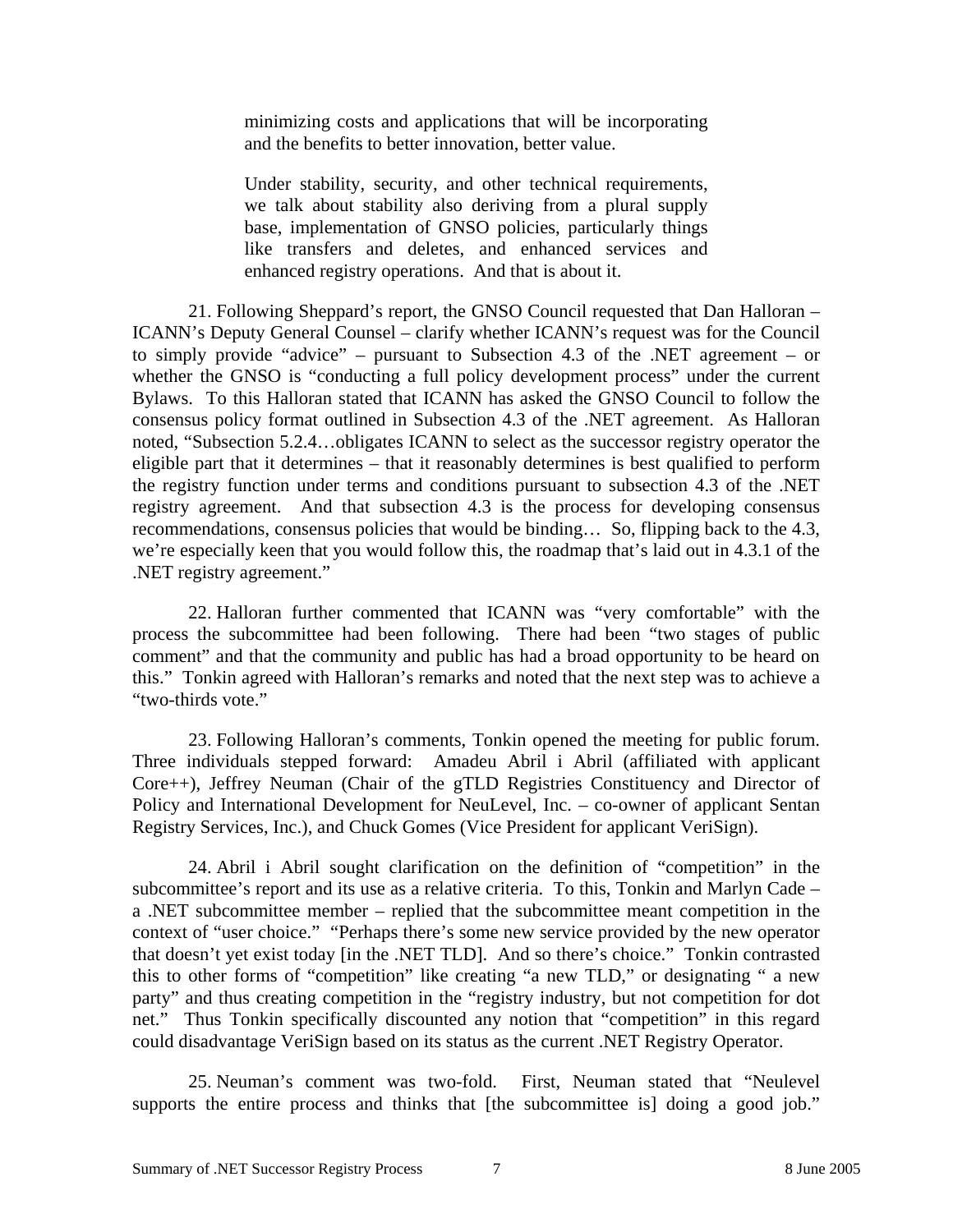> minimizing costs and applications that will be incorporating and the benefits to better innovation, better value.
>
> Under stability, security, and other technical requirements, we talk about stability also deriving from a plural supply base, implementation of GNSO policies, particularly things like transfers and deletes, and enhanced services and enhanced registry operations. And that is about it.

21. Following Sheppard's report, the GNSO Council requested that Dan Halloran – ICANN's Deputy General Counsel – clarify whether ICANN's request was for the Council to simply provide "advice" – pursuant to Subsection 4.3 of the .NET agreement – or whether the GNSO is "conducting a full policy development process" under the current Bylaws. To this Halloran stated that ICANN has asked the GNSO Council to follow the consensus policy format outlined in Subsection 4.3 of the .NET agreement. As Halloran noted, "Subsection 5.2.4…obligates ICANN to select as the successor registry operator the eligible part that it determines – that it reasonably determines is best qualified to perform the registry function under terms and conditions pursuant to subsection 4.3 of the .NET registry agreement. And that subsection 4.3 is the process for developing consensus recommendations, consensus policies that would be binding… So, flipping back to the 4.3, we're especially keen that you would follow this, the roadmap that's laid out in 4.3.1 of the .NET registry agreement."

22. Halloran further commented that ICANN was "very comfortable" with the process the subcommittee had been following. There had been "two stages of public comment" and that the community and public has had a broad opportunity to be heard on this." Tonkin agreed with Halloran's remarks and noted that the next step was to achieve a "two-thirds vote."

23. Following Halloran's comments, Tonkin opened the meeting for public forum. Three individuals stepped forward: Amadeu Abril i Abril (affiliated with applicant Core++), Jeffrey Neuman (Chair of the gTLD Registries Constituency and Director of Policy and International Development for NeuLevel, Inc. – co-owner of applicant Sentan Registry Services, Inc.), and Chuck Gomes (Vice President for applicant VeriSign).

24. Abril i Abril sought clarification on the definition of "competition" in the subcommittee's report and its use as a relative criteria. To this, Tonkin and Marlyn Cade – a .NET subcommittee member – replied that the subcommittee meant competition in the context of "user choice." "Perhaps there's some new service provided by the new operator that doesn't yet exist today [in the .NET TLD]. And so there's choice." Tonkin contrasted this to other forms of "competition" like creating "a new TLD," or designating " a new party" and thus creating competition in the "registry industry, but not competition for dot net." Thus Tonkin specifically discounted any notion that "competition" in this regard could disadvantage VeriSign based on its status as the current .NET Registry Operator.

25. Neuman's comment was two-fold. First, Neuman stated that "Neulevel supports the entire process and thinks that [the subcommittee is] doing a good job."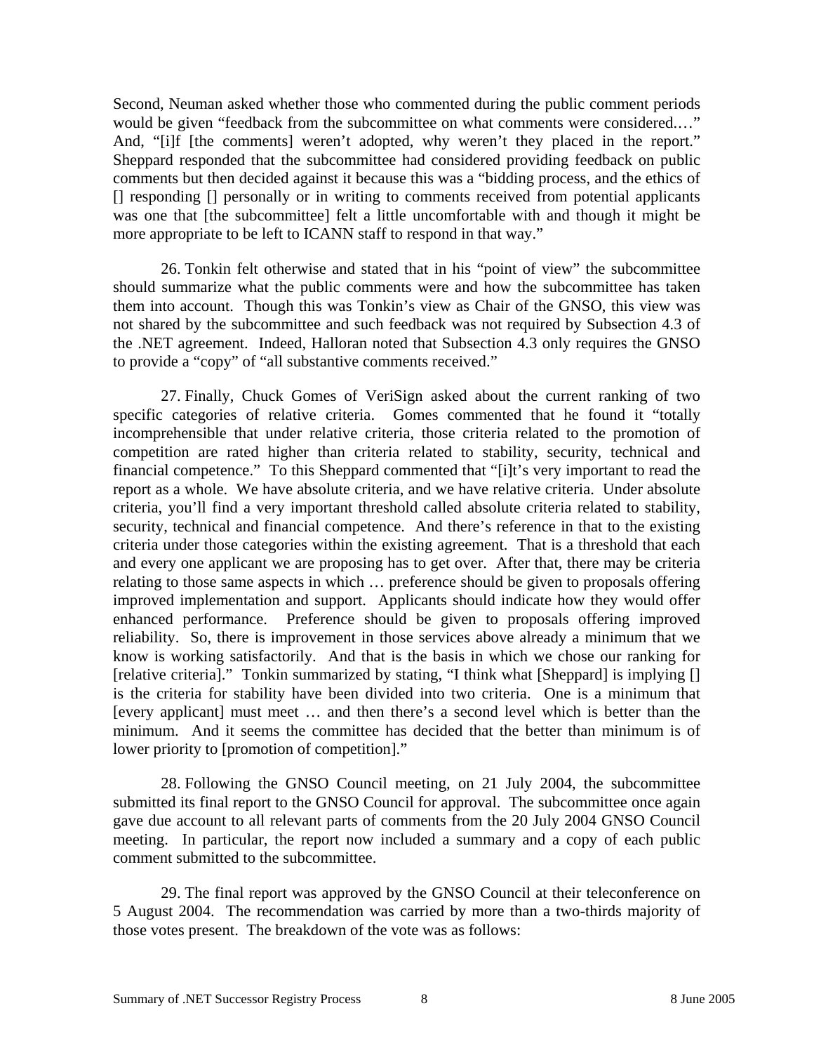Second, Neuman asked whether those who commented during the public comment periods would be given "feedback from the subcommittee on what comments were considered.…" And, "[i]f [the comments] weren't adopted, why weren't they placed in the report." Sheppard responded that the subcommittee had considered providing feedback on public comments but then decided against it because this was a "bidding process, and the ethics of [] responding [] personally or in writing to comments received from potential applicants was one that [the subcommittee] felt a little uncomfortable with and though it might be more appropriate to be left to ICANN staff to respond in that way."

26. Tonkin felt otherwise and stated that in his "point of view" the subcommittee should summarize what the public comments were and how the subcommittee has taken them into account. Though this was Tonkin's view as Chair of the GNSO, this view was not shared by the subcommittee and such feedback was not required by Subsection 4.3 of the .NET agreement. Indeed, Halloran noted that Subsection 4.3 only requires the GNSO to provide a "copy" of "all substantive comments received."

27. Finally, Chuck Gomes of VeriSign asked about the current ranking of two specific categories of relative criteria. Gomes commented that he found it "totally incomprehensible that under relative criteria, those criteria related to the promotion of competition are rated higher than criteria related to stability, security, technical and financial competence." To this Sheppard commented that "[i]t's very important to read the report as a whole. We have absolute criteria, and we have relative criteria. Under absolute criteria, you'll find a very important threshold called absolute criteria related to stability, security, technical and financial competence. And there's reference in that to the existing criteria under those categories within the existing agreement. That is a threshold that each and every one applicant we are proposing has to get over. After that, there may be criteria relating to those same aspects in which … preference should be given to proposals offering improved implementation and support. Applicants should indicate how they would offer enhanced performance. Preference should be given to proposals offering improved reliability. So, there is improvement in those services above already a minimum that we know is working satisfactorily. And that is the basis in which we chose our ranking for [relative criteria]." Tonkin summarized by stating, "I think what [Sheppard] is implying [] is the criteria for stability have been divided into two criteria. One is a minimum that [every applicant] must meet … and then there's a second level which is better than the minimum. And it seems the committee has decided that the better than minimum is of lower priority to [promotion of competition]."

28. Following the GNSO Council meeting, on 21 July 2004, the subcommittee submitted its final report to the GNSO Council for approval. The subcommittee once again gave due account to all relevant parts of comments from the 20 July 2004 GNSO Council meeting. In particular, the report now included a summary and a copy of each public comment submitted to the subcommittee.

29. The final report was approved by the GNSO Council at their teleconference on 5 August 2004. The recommendation was carried by more than a two-thirds majority of those votes present. The breakdown of the vote was as follows: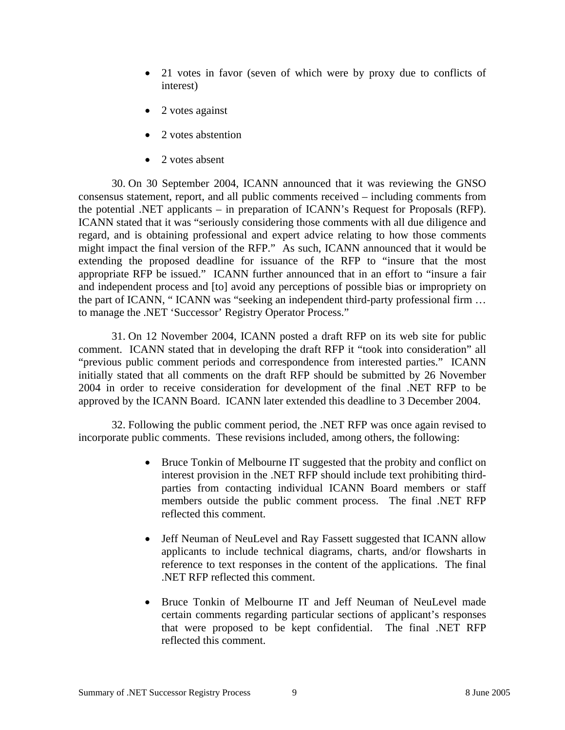- 21 votes in favor (seven of which were by proxy due to conflicts of interest)
- 2 votes against
- 2 votes abstention
- 2 votes absent

30. On 30 September 2004, ICANN announced that it was reviewing the GNSO consensus statement, report, and all public comments received – including comments from the potential .NET applicants – in preparation of ICANN's Request for Proposals (RFP). ICANN stated that it was "seriously considering those comments with all due diligence and regard, and is obtaining professional and expert advice relating to how those comments might impact the final version of the RFP." As such, ICANN announced that it would be extending the proposed deadline for issuance of the RFP to "insure that the most appropriate RFP be issued." ICANN further announced that in an effort to "insure a fair and independent process and [to] avoid any perceptions of possible bias or impropriety on the part of ICANN, " ICANN was "seeking an independent third-party professional firm … to manage the .NET 'Successor' Registry Operator Process."

31. On 12 November 2004, ICANN posted a draft RFP on its web site for public comment. ICANN stated that in developing the draft RFP it "took into consideration" all "previous public comment periods and correspondence from interested parties." ICANN initially stated that all comments on the draft RFP should be submitted by 26 November 2004 in order to receive consideration for development of the final .NET RFP to be approved by the ICANN Board. ICANN later extended this deadline to 3 December 2004.

32. Following the public comment period, the .NET RFP was once again revised to incorporate public comments. These revisions included, among others, the following:

- Bruce Tonkin of Melbourne IT suggested that the probity and conflict on interest provision in the .NET RFP should include text prohibiting third-parties from contacting individual ICANN Board members or staff members outside the public comment process. The final .NET RFP reflected this comment.
- Jeff Neuman of NeuLevel and Ray Fassett suggested that ICANN allow applicants to include technical diagrams, charts, and/or flowsharts in reference to text responses in the content of the applications. The final .NET RFP reflected this comment.
- Bruce Tonkin of Melbourne IT and Jeff Neuman of NeuLevel made certain comments regarding particular sections of applicant's responses that were proposed to be kept confidential. The final .NET RFP reflected this comment.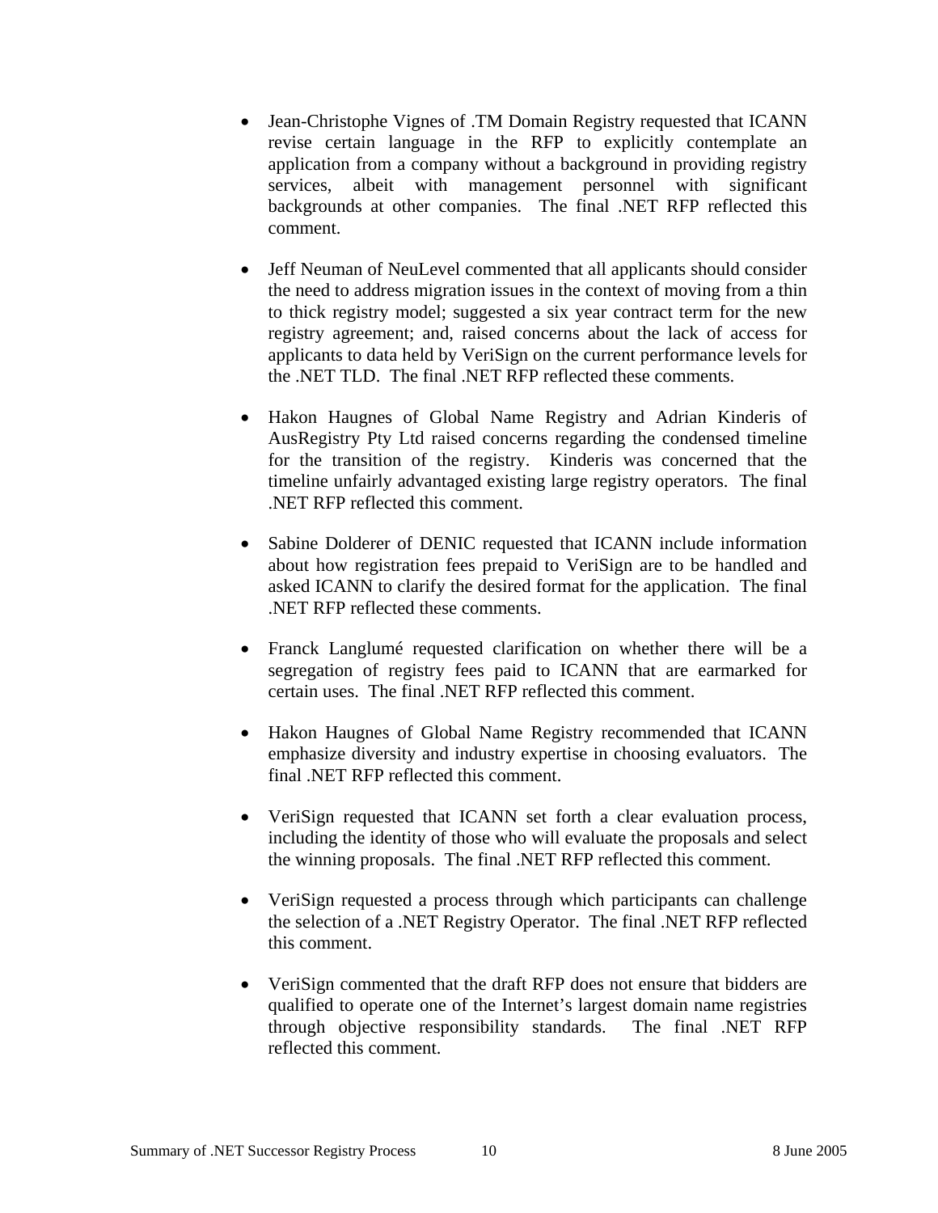- Jean-Christophe Vignes of .TM Domain Registry requested that ICANN revise certain language in the RFP to explicitly contemplate an application from a company without a background in providing registry services, albeit with management personnel with significant backgrounds at other companies. The final .NET RFP reflected this comment.

- Jeff Neuman of NeuLevel commented that all applicants should consider the need to address migration issues in the context of moving from a thin to thick registry model; suggested a six year contract term for the new registry agreement; and, raised concerns about the lack of access for applicants to data held by VeriSign on the current performance levels for the .NET TLD. The final .NET RFP reflected these comments.

- Hakon Haugnes of Global Name Registry and Adrian Kinderis of AusRegistry Pty Ltd raised concerns regarding the condensed timeline for the transition of the registry. Kinderis was concerned that the timeline unfairly advantaged existing large registry operators. The final .NET RFP reflected this comment.

- Sabine Dolderer of DENIC requested that ICANN include information about how registration fees prepaid to VeriSign are to be handled and asked ICANN to clarify the desired format for the application. The final .NET RFP reflected these comments.

- Franck Langlumé requested clarification on whether there will be a segregation of registry fees paid to ICANN that are earmarked for certain uses. The final .NET RFP reflected this comment.

- Hakon Haugnes of Global Name Registry recommended that ICANN emphasize diversity and industry expertise in choosing evaluators. The final .NET RFP reflected this comment.

- VeriSign requested that ICANN set forth a clear evaluation process, including the identity of those who will evaluate the proposals and select the winning proposals. The final .NET RFP reflected this comment.

- VeriSign requested a process through which participants can challenge the selection of a .NET Registry Operator. The final .NET RFP reflected this comment.

- VeriSign commented that the draft RFP does not ensure that bidders are qualified to operate one of the Internet's largest domain name registries through objective responsibility standards. The final .NET RFP reflected this comment.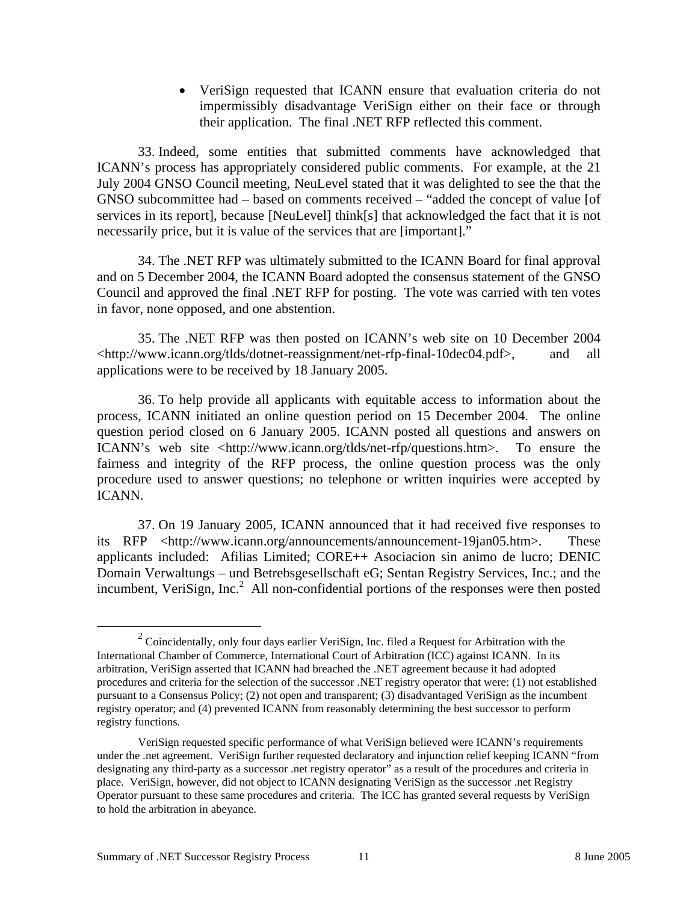- VeriSign requested that ICANN ensure that evaluation criteria do not impermissibly disadvantage VeriSign either on their face or through their application. The final .NET RFP reflected this comment.

33. Indeed, some entities that submitted comments have acknowledged that ICANN's process has appropriately considered public comments. For example, at the 21 July 2004 GNSO Council meeting, NeuLevel stated that it was delighted to see the that the GNSO subcommittee had – based on comments received – "added the concept of value [of services in its report], because [NeuLevel] think[s] that acknowledged the fact that it is not necessarily price, but it is value of the services that are [important]."

34. The .NET RFP was ultimately submitted to the ICANN Board for final approval and on 5 December 2004, the ICANN Board adopted the consensus statement of the GNSO Council and approved the final .NET RFP for posting. The vote was carried with ten votes in favor, none opposed, and one abstention.

35. The .NET RFP was then posted on ICANN's web site on 10 December 2004 <http://www.icann.org/tlds/dotnet-reassignment/net-rfp-final-10dec04.pdf>, and all applications were to be received by 18 January 2005.

36. To help provide all applicants with equitable access to information about the process, ICANN initiated an online question period on 15 December 2004. The online question period closed on 6 January 2005. ICANN posted all questions and answers on ICANN's web site <http://www.icann.org/tlds/net-rfp/questions.htm>. To ensure the fairness and integrity of the RFP process, the online question process was the only procedure used to answer questions; no telephone or written inquiries were accepted by ICANN.

37. On 19 January 2005, ICANN announced that it had received five responses to its RFP <http://www.icann.org/announcements/announcement-19jan05.htm>. These applicants included: Afilias Limited; CORE++ Asociacion sin animo de lucro; DENIC Domain Verwaltungs – und Betrebsgesellschaft eG; Sentan Registry Services, Inc.; and the incumbent, VeriSign, Inc.[2] All non-confidential portions of the responses were then posted

---

[2] Coincidentally, only four days earlier VeriSign, Inc. filed a Request for Arbitration with the International Chamber of Commerce, International Court of Arbitration (ICC) against ICANN. In its arbitration, VeriSign asserted that ICANN had breached the .NET agreement because it had adopted procedures and criteria for the selection of the successor .NET registry operator that were: (1) not established pursuant to a Consensus Policy; (2) not open and transparent; (3) disadvantaged VeriSign as the incumbent registry operator; and (4) prevented ICANN from reasonably determining the best successor to perform registry functions.

VeriSign requested specific performance of what VeriSign believed were ICANN's requirements under the .net agreement. VeriSign further requested declaratory and injunction relief keeping ICANN "from designating any third-party as a successor .net registry operator" as a result of the procedures and criteria in place. VeriSign, however, did not object to ICANN designating VeriSign as the successor .net Registry Operator pursuant to these same procedures and criteria. The ICC has granted several requests by VeriSign to hold the arbitration in abeyance.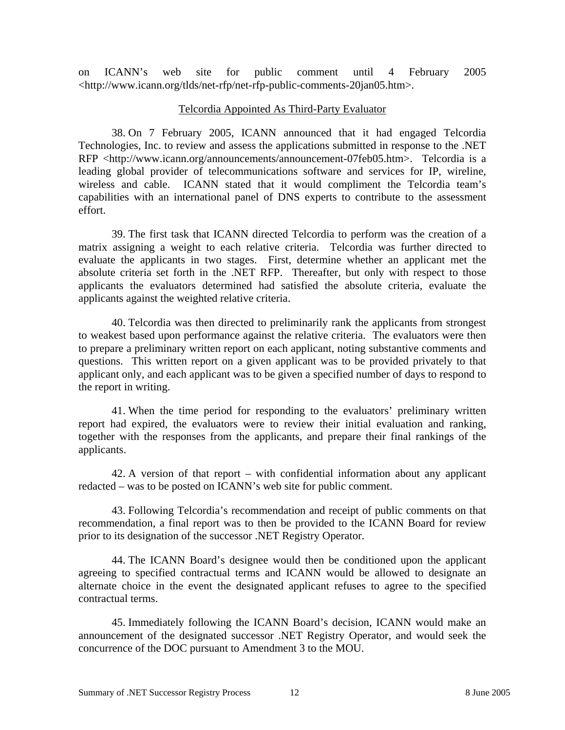on ICANN's web site for public comment until 4 February 2005 <http://www.icann.org/tlds/net-rfp/net-rfp-public-comments-20jan05.htm>.

## Telcordia Appointed As Third-Party Evaluator

38. On 7 February 2005, ICANN announced that it had engaged Telcordia Technologies, Inc. to review and assess the applications submitted in response to the .NET RFP <http://www.icann.org/announcements/announcement-07feb05.htm>. Telcordia is a leading global provider of telecommunications software and services for IP, wireline, wireless and cable. ICANN stated that it would compliment the Telcordia team's capabilities with an international panel of DNS experts to contribute to the assessment effort.

39. The first task that ICANN directed Telcordia to perform was the creation of a matrix assigning a weight to each relative criteria. Telcordia was further directed to evaluate the applicants in two stages. First, determine whether an applicant met the absolute criteria set forth in the .NET RFP. Thereafter, but only with respect to those applicants the evaluators determined had satisfied the absolute criteria, evaluate the applicants against the weighted relative criteria.

40. Telcordia was then directed to preliminarily rank the applicants from strongest to weakest based upon performance against the relative criteria. The evaluators were then to prepare a preliminary written report on each applicant, noting substantive comments and questions. This written report on a given applicant was to be provided privately to that applicant only, and each applicant was to be given a specified number of days to respond to the report in writing.

41. When the time period for responding to the evaluators' preliminary written report had expired, the evaluators were to review their initial evaluation and ranking, together with the responses from the applicants, and prepare their final rankings of the applicants.

42. A version of that report – with confidential information about any applicant redacted – was to be posted on ICANN's web site for public comment.

43. Following Telcordia's recommendation and receipt of public comments on that recommendation, a final report was to then be provided to the ICANN Board for review prior to its designation of the successor .NET Registry Operator.

44. The ICANN Board's designee would then be conditioned upon the applicant agreeing to specified contractual terms and ICANN would be allowed to designate an alternate choice in the event the designated applicant refuses to agree to the specified contractual terms.

45. Immediately following the ICANN Board's decision, ICANN would make an announcement of the designated successor .NET Registry Operator, and would seek the concurrence of the DOC pursuant to Amendment 3 to the MOU.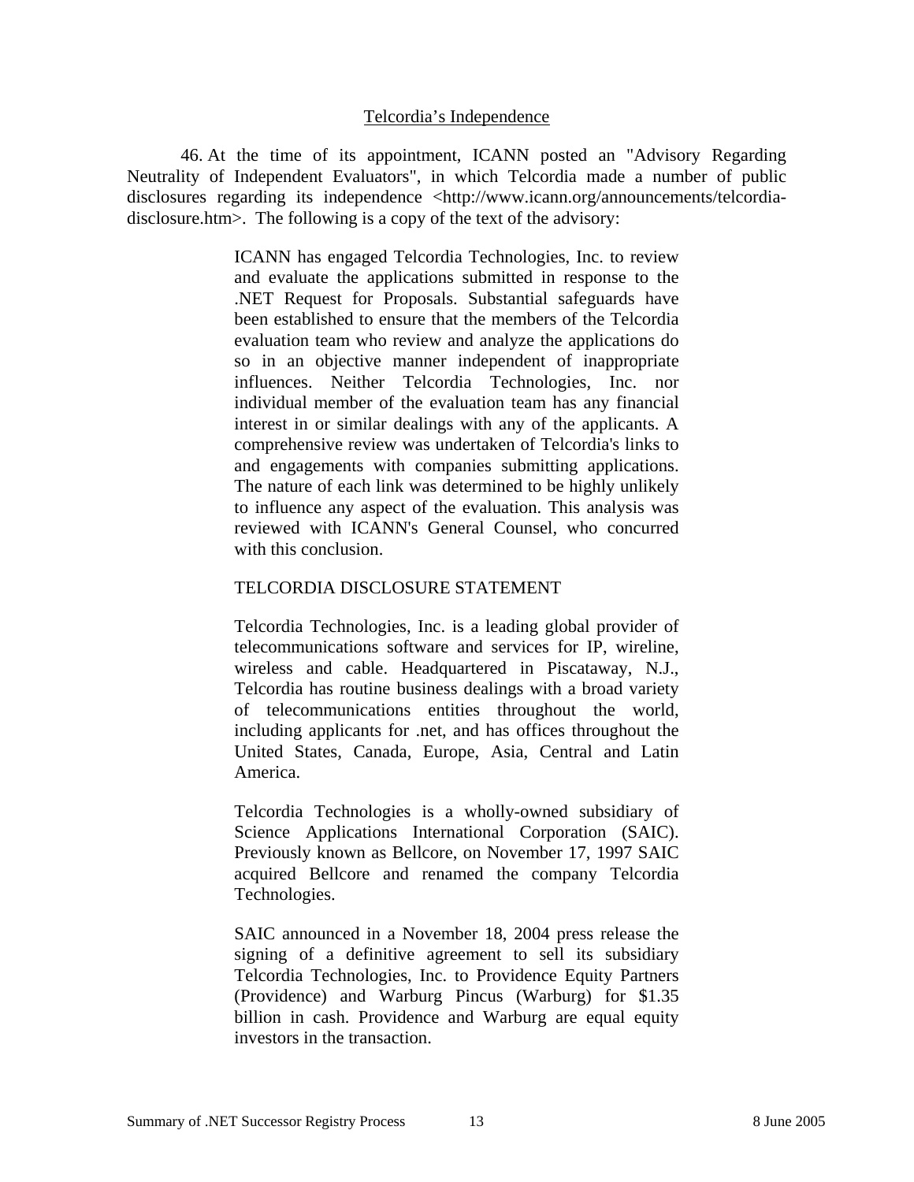Telcordia's Independence

46. At the time of its appointment, ICANN posted an "Advisory Regarding Neutrality of Independent Evaluators", in which Telcordia made a number of public disclosures regarding its independence <http://www.icann.org/announcements/telcordia-disclosure.htm>. The following is a copy of the text of the advisory:

> ICANN has engaged Telcordia Technologies, Inc. to review and evaluate the applications submitted in response to the .NET Request for Proposals. Substantial safeguards have been established to ensure that the members of the Telcordia evaluation team who review and analyze the applications do so in an objective manner independent of inappropriate influences. Neither Telcordia Technologies, Inc. nor individual member of the evaluation team has any financial interest in or similar dealings with any of the applicants. A comprehensive review was undertaken of Telcordia's links to and engagements with companies submitting applications. The nature of each link was determined to be highly unlikely to influence any aspect of the evaluation. This analysis was reviewed with ICANN's General Counsel, who concurred with this conclusion.
>
> TELCORDIA DISCLOSURE STATEMENT
>
> Telcordia Technologies, Inc. is a leading global provider of telecommunications software and services for IP, wireline, wireless and cable. Headquartered in Piscataway, N.J., Telcordia has routine business dealings with a broad variety of telecommunications entities throughout the world, including applicants for .net, and has offices throughout the United States, Canada, Europe, Asia, Central and Latin America.
>
> Telcordia Technologies is a wholly-owned subsidiary of Science Applications International Corporation (SAIC). Previously known as Bellcore, on November 17, 1997 SAIC acquired Bellcore and renamed the company Telcordia Technologies.
>
> SAIC announced in a November 18, 2004 press release the signing of a definitive agreement to sell its subsidiary Telcordia Technologies, Inc. to Providence Equity Partners (Providence) and Warburg Pincus (Warburg) for $1.35 billion in cash. Providence and Warburg are equal equity investors in the transaction.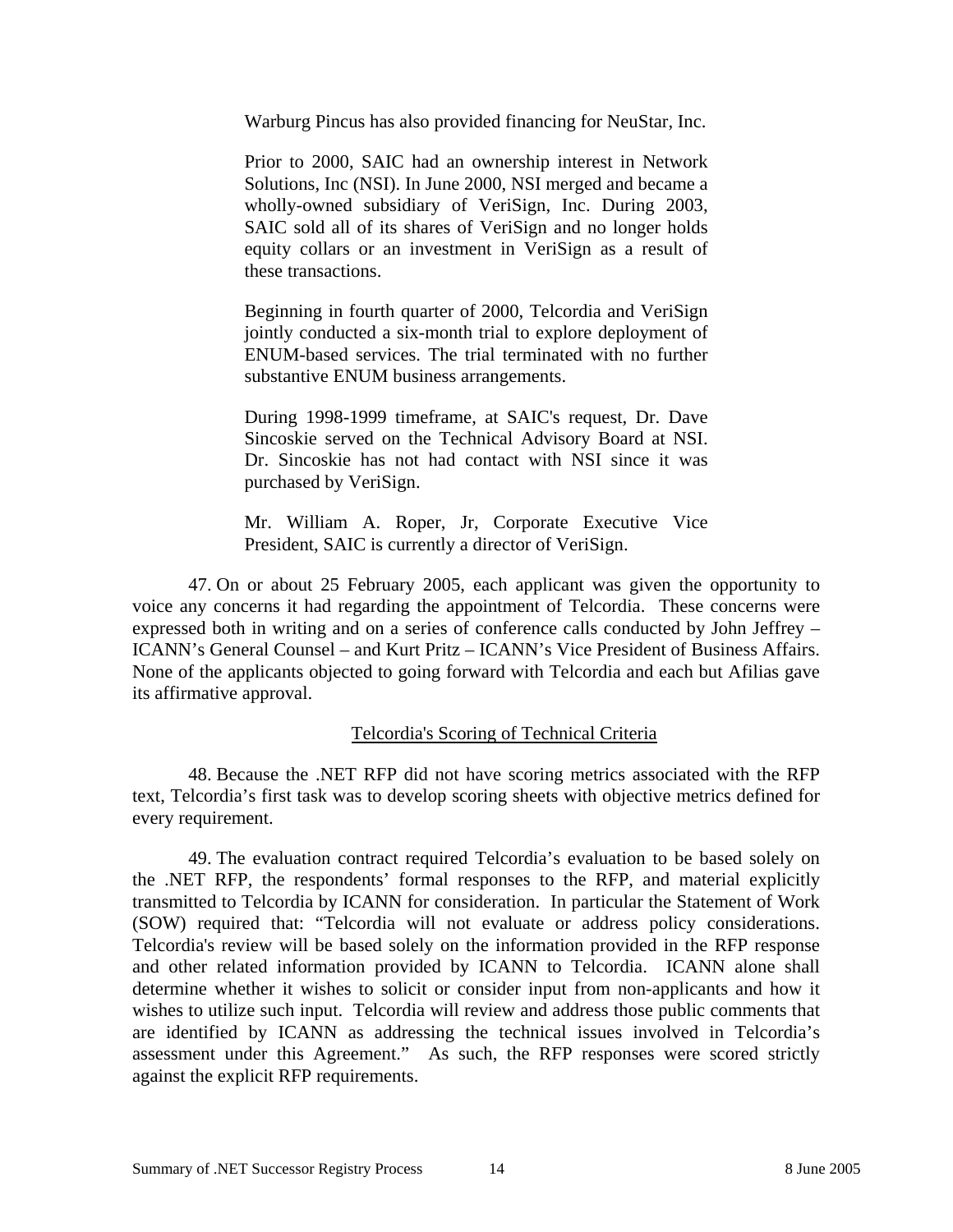> Warburg Pincus has also provided financing for NeuStar, Inc.
>
> Prior to 2000, SAIC had an ownership interest in Network Solutions, Inc (NSI). In June 2000, NSI merged and became a wholly-owned subsidiary of VeriSign, Inc. During 2003, SAIC sold all of its shares of VeriSign and no longer holds equity collars or an investment in VeriSign as a result of these transactions.
>
> Beginning in fourth quarter of 2000, Telcordia and VeriSign jointly conducted a six-month trial to explore deployment of ENUM-based services. The trial terminated with no further substantive ENUM business arrangements.
>
> During 1998-1999 timeframe, at SAIC's request, Dr. Dave Sincoskie served on the Technical Advisory Board at NSI. Dr. Sincoskie has not had contact with NSI since it was purchased by VeriSign.
>
> Mr. William A. Roper, Jr, Corporate Executive Vice President, SAIC is currently a director of VeriSign.

47. On or about 25 February 2005, each applicant was given the opportunity to voice any concerns it had regarding the appointment of Telcordia. These concerns were expressed both in writing and on a series of conference calls conducted by John Jeffrey – ICANN's General Counsel – and Kurt Pritz – ICANN's Vice President of Business Affairs. None of the applicants objected to going forward with Telcordia and each but Afilias gave its affirmative approval.

## Telcordia's Scoring of Technical Criteria

48. Because the .NET RFP did not have scoring metrics associated with the RFP text, Telcordia's first task was to develop scoring sheets with objective metrics defined for every requirement.

49. The evaluation contract required Telcordia's evaluation to be based solely on the .NET RFP, the respondents' formal responses to the RFP, and material explicitly transmitted to Telcordia by ICANN for consideration. In particular the Statement of Work (SOW) required that: "Telcordia will not evaluate or address policy considerations. Telcordia's review will be based solely on the information provided in the RFP response and other related information provided by ICANN to Telcordia. ICANN alone shall determine whether it wishes to solicit or consider input from non-applicants and how it wishes to utilize such input. Telcordia will review and address those public comments that are identified by ICANN as addressing the technical issues involved in Telcordia's assessment under this Agreement." As such, the RFP responses were scored strictly against the explicit RFP requirements.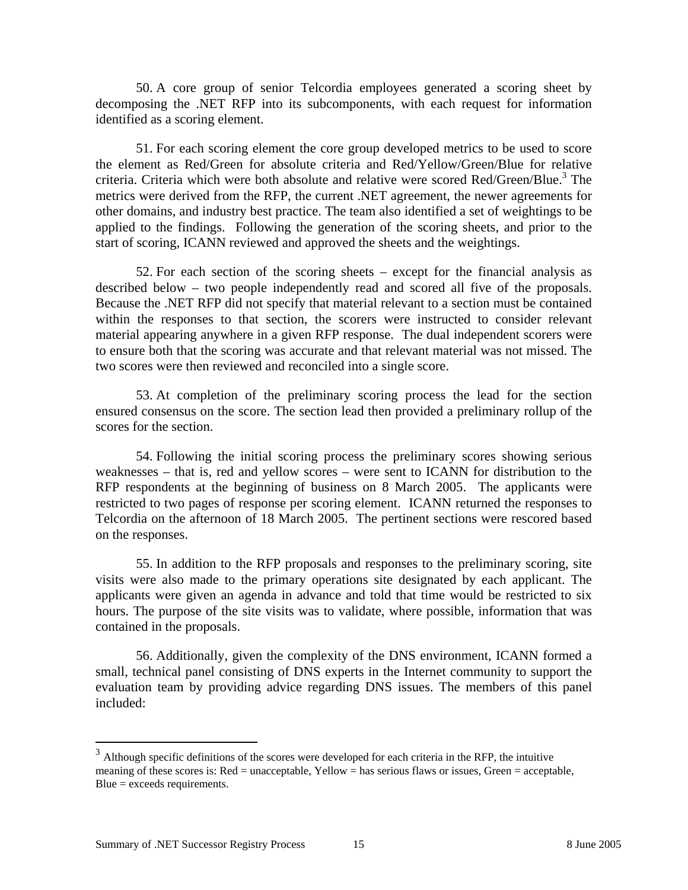50. A core group of senior Telcordia employees generated a scoring sheet by decomposing the .NET RFP into its subcomponents, with each request for information identified as a scoring element.

51. For each scoring element the core group developed metrics to be used to score the element as Red/Green for absolute criteria and Red/Yellow/Green/Blue for relative criteria. Criteria which were both absolute and relative were scored Red/Green/Blue.[3] The metrics were derived from the RFP, the current .NET agreement, the newer agreements for other domains, and industry best practice. The team also identified a set of weightings to be applied to the findings. Following the generation of the scoring sheets, and prior to the start of scoring, ICANN reviewed and approved the sheets and the weightings.

52. For each section of the scoring sheets – except for the financial analysis as described below – two people independently read and scored all five of the proposals. Because the .NET RFP did not specify that material relevant to a section must be contained within the responses to that section, the scorers were instructed to consider relevant material appearing anywhere in a given RFP response. The dual independent scorers were to ensure both that the scoring was accurate and that relevant material was not missed. The two scores were then reviewed and reconciled into a single score.

53. At completion of the preliminary scoring process the lead for the section ensured consensus on the score. The section lead then provided a preliminary rollup of the scores for the section.

54. Following the initial scoring process the preliminary scores showing serious weaknesses – that is, red and yellow scores – were sent to ICANN for distribution to the RFP respondents at the beginning of business on 8 March 2005. The applicants were restricted to two pages of response per scoring element. ICANN returned the responses to Telcordia on the afternoon of 18 March 2005. The pertinent sections were rescored based on the responses.

55. In addition to the RFP proposals and responses to the preliminary scoring, site visits were also made to the primary operations site designated by each applicant. The applicants were given an agenda in advance and told that time would be restricted to six hours. The purpose of the site visits was to validate, where possible, information that was contained in the proposals.

56. Additionally, given the complexity of the DNS environment, ICANN formed a small, technical panel consisting of DNS experts in the Internet community to support the evaluation team by providing advice regarding DNS issues. The members of this panel included:

---

[3] Although specific definitions of the scores were developed for each criteria in the RFP, the intuitive meaning of these scores is: Red = unacceptable, Yellow = has serious flaws or issues, Green = acceptable, Blue = exceeds requirements.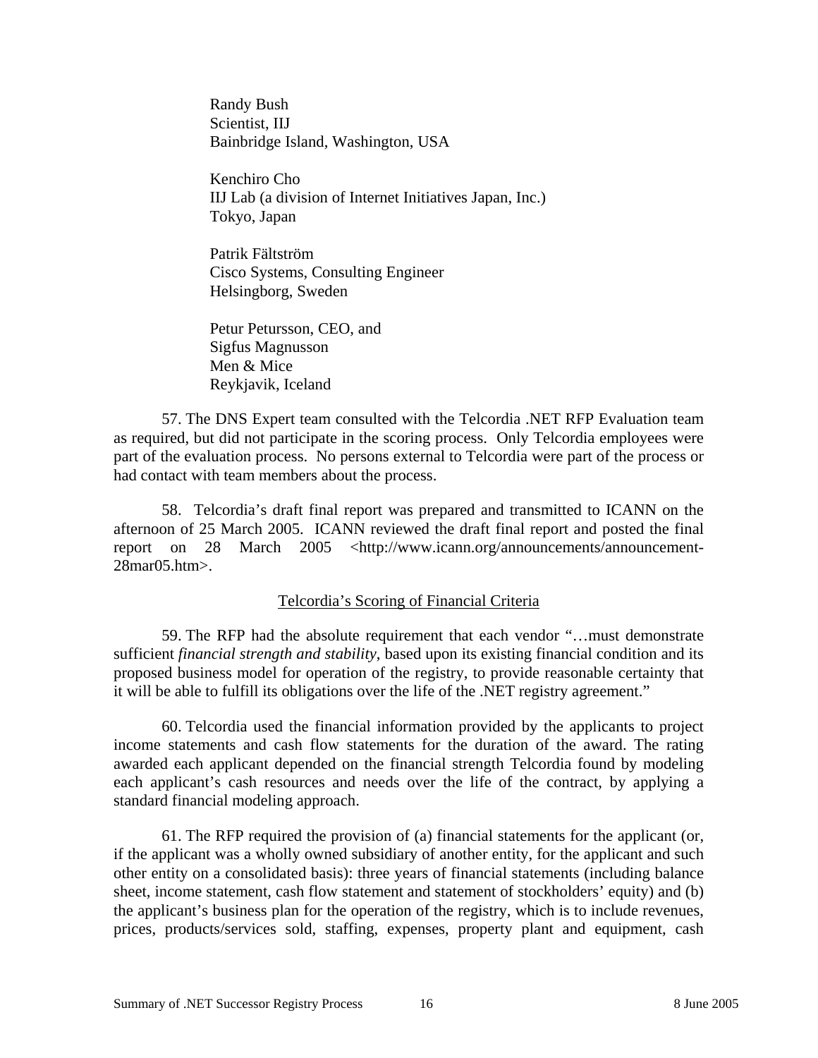Randy Bush  
Scientist, IIJ  
Bainbridge Island, Washington, USA

Kenchiro Cho  
IIJ Lab (a division of Internet Initiatives Japan, Inc.)  
Tokyo, Japan

Patrik Fältström  
Cisco Systems, Consulting Engineer  
Helsingborg, Sweden

Petur Petursson, CEO, and  
Sigfus Magnusson  
Men & Mice  
Reykjavik, Iceland

57. The DNS Expert team consulted with the Telcordia .NET RFP Evaluation team as required, but did not participate in the scoring process. Only Telcordia employees were part of the evaluation process. No persons external to Telcordia were part of the process or had contact with team members about the process.

58. Telcordia's draft final report was prepared and transmitted to ICANN on the afternoon of 25 March 2005. ICANN reviewed the draft final report and posted the final report on 28 March 2005 <http://www.icann.org/announcements/announcement-28mar05.htm>.

<u>Telcordia's Scoring of Financial Criteria</u>

59. The RFP had the absolute requirement that each vendor "…must demonstrate sufficient *financial strength and stability*, based upon its existing financial condition and its proposed business model for operation of the registry, to provide reasonable certainty that it will be able to fulfill its obligations over the life of the .NET registry agreement."

60. Telcordia used the financial information provided by the applicants to project income statements and cash flow statements for the duration of the award. The rating awarded each applicant depended on the financial strength Telcordia found by modeling each applicant's cash resources and needs over the life of the contract, by applying a standard financial modeling approach.

61. The RFP required the provision of (a) financial statements for the applicant (or, if the applicant was a wholly owned subsidiary of another entity, for the applicant and such other entity on a consolidated basis): three years of financial statements (including balance sheet, income statement, cash flow statement and statement of stockholders' equity) and (b) the applicant's business plan for the operation of the registry, which is to include revenues, prices, products/services sold, staffing, expenses, property plant and equipment, cash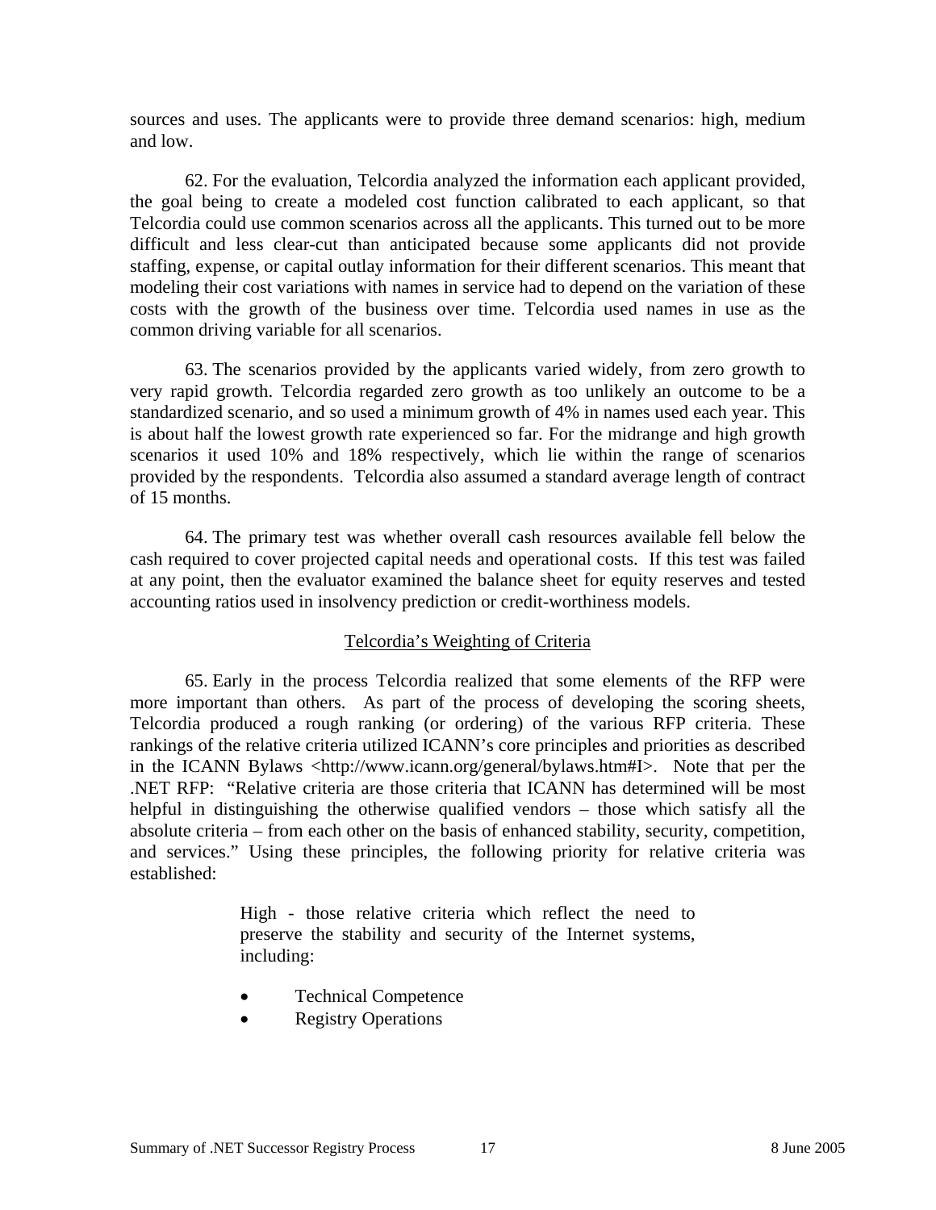sources and uses. The applicants were to provide three demand scenarios: high, medium and low.

62. For the evaluation, Telcordia analyzed the information each applicant provided, the goal being to create a modeled cost function calibrated to each applicant, so that Telcordia could use common scenarios across all the applicants. This turned out to be more difficult and less clear-cut than anticipated because some applicants did not provide staffing, expense, or capital outlay information for their different scenarios. This meant that modeling their cost variations with names in service had to depend on the variation of these costs with the growth of the business over time. Telcordia used names in use as the common driving variable for all scenarios.

63. The scenarios provided by the applicants varied widely, from zero growth to very rapid growth. Telcordia regarded zero growth as too unlikely an outcome to be a standardized scenario, and so used a minimum growth of 4% in names used each year. This is about half the lowest growth rate experienced so far. For the midrange and high growth scenarios it used 10% and 18% respectively, which lie within the range of scenarios provided by the respondents. Telcordia also assumed a standard average length of contract of 15 months.

64. The primary test was whether overall cash resources available fell below the cash required to cover projected capital needs and operational costs. If this test was failed at any point, then the evaluator examined the balance sheet for equity reserves and tested accounting ratios used in insolvency prediction or credit-worthiness models.

### Telcordia's Weighting of Criteria

65. Early in the process Telcordia realized that some elements of the RFP were more important than others. As part of the process of developing the scoring sheets, Telcordia produced a rough ranking (or ordering) of the various RFP criteria. These rankings of the relative criteria utilized ICANN's core principles and priorities as described in the ICANN Bylaws <http://www.icann.org/general/bylaws.htm#I>. Note that per the .NET RFP: "Relative criteria are those criteria that ICANN has determined will be most helpful in distinguishing the otherwise qualified vendors – those which satisfy all the absolute criteria – from each other on the basis of enhanced stability, security, competition, and services." Using these principles, the following priority for relative criteria was established:

> High - those relative criteria which reflect the need to preserve the stability and security of the Internet systems, including:
>
> - Technical Competence
> - Registry Operations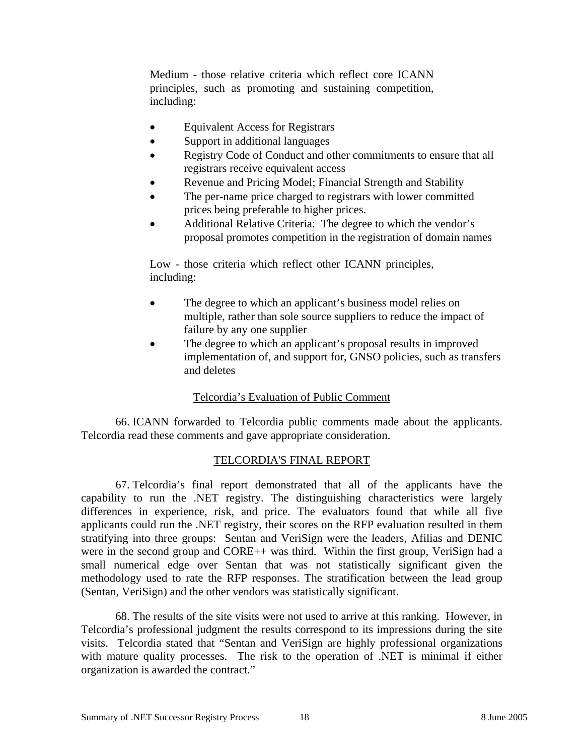Medium - those relative criteria which reflect core ICANN principles, such as promoting and sustaining competition, including:

- Equivalent Access for Registrars
- Support in additional languages
- Registry Code of Conduct and other commitments to ensure that all registrars receive equivalent access
- Revenue and Pricing Model; Financial Strength and Stability
- The per-name price charged to registrars with lower committed prices being preferable to higher prices.
- Additional Relative Criteria: The degree to which the vendor's proposal promotes competition in the registration of domain names

Low - those criteria which reflect other ICANN principles, including:

- The degree to which an applicant's business model relies on multiple, rather than sole source suppliers to reduce the impact of failure by any one supplier
- The degree to which an applicant's proposal results in improved implementation of, and support for, GNSO policies, such as transfers and deletes

### Telcordia's Evaluation of Public Comment

66. ICANN forwarded to Telcordia public comments made about the applicants. Telcordia read these comments and gave appropriate consideration.

## TELCORDIA'S FINAL REPORT

67. Telcordia's final report demonstrated that all of the applicants have the capability to run the .NET registry. The distinguishing characteristics were largely differences in experience, risk, and price. The evaluators found that while all five applicants could run the .NET registry, their scores on the RFP evaluation resulted in them stratifying into three groups: Sentan and VeriSign were the leaders, Afilias and DENIC were in the second group and CORE++ was third. Within the first group, VeriSign had a small numerical edge over Sentan that was not statistically significant given the methodology used to rate the RFP responses. The stratification between the lead group (Sentan, VeriSign) and the other vendors was statistically significant.

68. The results of the site visits were not used to arrive at this ranking. However, in Telcordia's professional judgment the results correspond to its impressions during the site visits. Telcordia stated that "Sentan and VeriSign are highly professional organizations with mature quality processes. The risk to the operation of .NET is minimal if either organization is awarded the contract."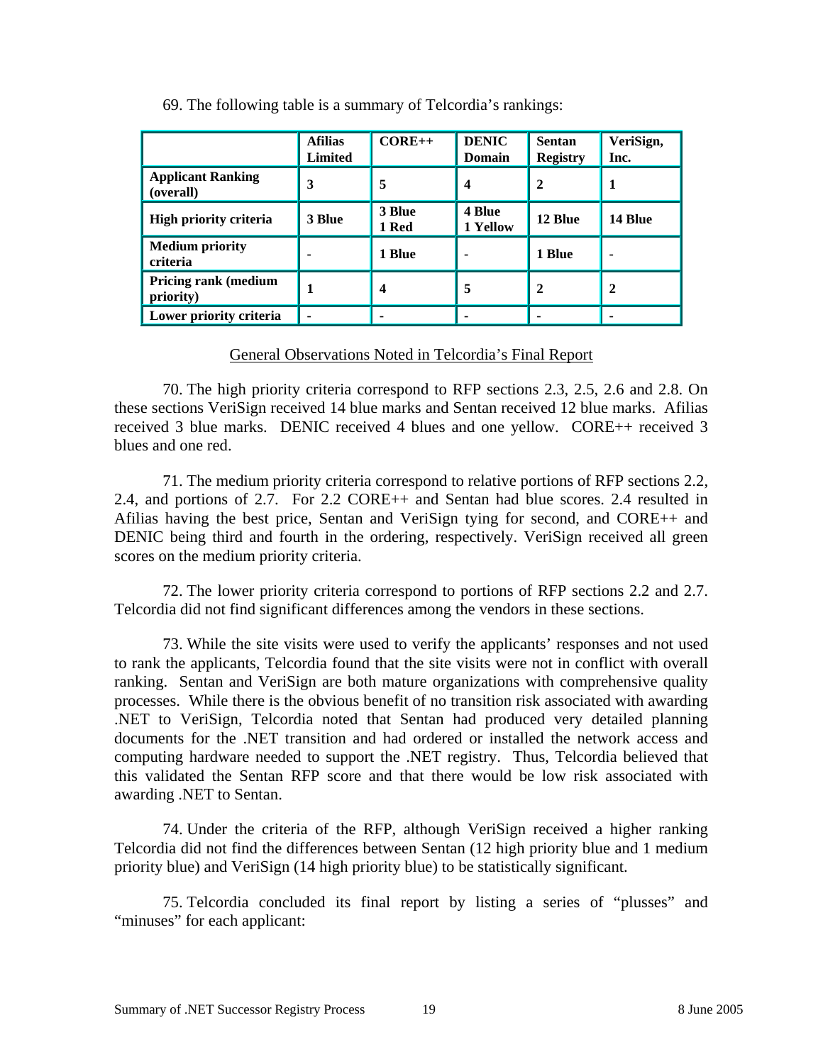69. The following table is a summary of Telcordia's rankings:

| | Afilias Limited | CORE++ | DENIC Domain | Sentan Registry | VeriSign, Inc. |
|---|---|---|---|---|---|
| **Applicant Ranking (overall)** | 3 | 5 | 4 | 2 | 1 |
| **High priority criteria** | 3 Blue | 3 Blue 1 Red | 4 Blue 1 Yellow | 12 Blue | 14 Blue |
| **Medium priority criteria** | - | 1 Blue | - | 1 Blue | - |
| **Pricing rank (medium priority)** | 1 | 4 | 5 | 2 | 2 |
| **Lower priority criteria** | - | - | - | - | - |

General Observations Noted in Telcordia's Final Report

70. The high priority criteria correspond to RFP sections 2.3, 2.5, 2.6 and 2.8. On these sections VeriSign received 14 blue marks and Sentan received 12 blue marks. Afilias received 3 blue marks. DENIC received 4 blues and one yellow. CORE++ received 3 blues and one red.

71. The medium priority criteria correspond to relative portions of RFP sections 2.2, 2.4, and portions of 2.7. For 2.2 CORE++ and Sentan had blue scores. 2.4 resulted in Afilias having the best price, Sentan and VeriSign tying for second, and CORE++ and DENIC being third and fourth in the ordering, respectively. VeriSign received all green scores on the medium priority criteria.

72. The lower priority criteria correspond to portions of RFP sections 2.2 and 2.7. Telcordia did not find significant differences among the vendors in these sections.

73. While the site visits were used to verify the applicants' responses and not used to rank the applicants, Telcordia found that the site visits were not in conflict with overall ranking. Sentan and VeriSign are both mature organizations with comprehensive quality processes. While there is the obvious benefit of no transition risk associated with awarding .NET to VeriSign, Telcordia noted that Sentan had produced very detailed planning documents for the .NET transition and had ordered or installed the network access and computing hardware needed to support the .NET registry. Thus, Telcordia believed that this validated the Sentan RFP score and that there would be low risk associated with awarding .NET to Sentan.

74. Under the criteria of the RFP, although VeriSign received a higher ranking Telcordia did not find the differences between Sentan (12 high priority blue and 1 medium priority blue) and VeriSign (14 high priority blue) to be statistically significant.

75. Telcordia concluded its final report by listing a series of "plusses" and "minuses" for each applicant: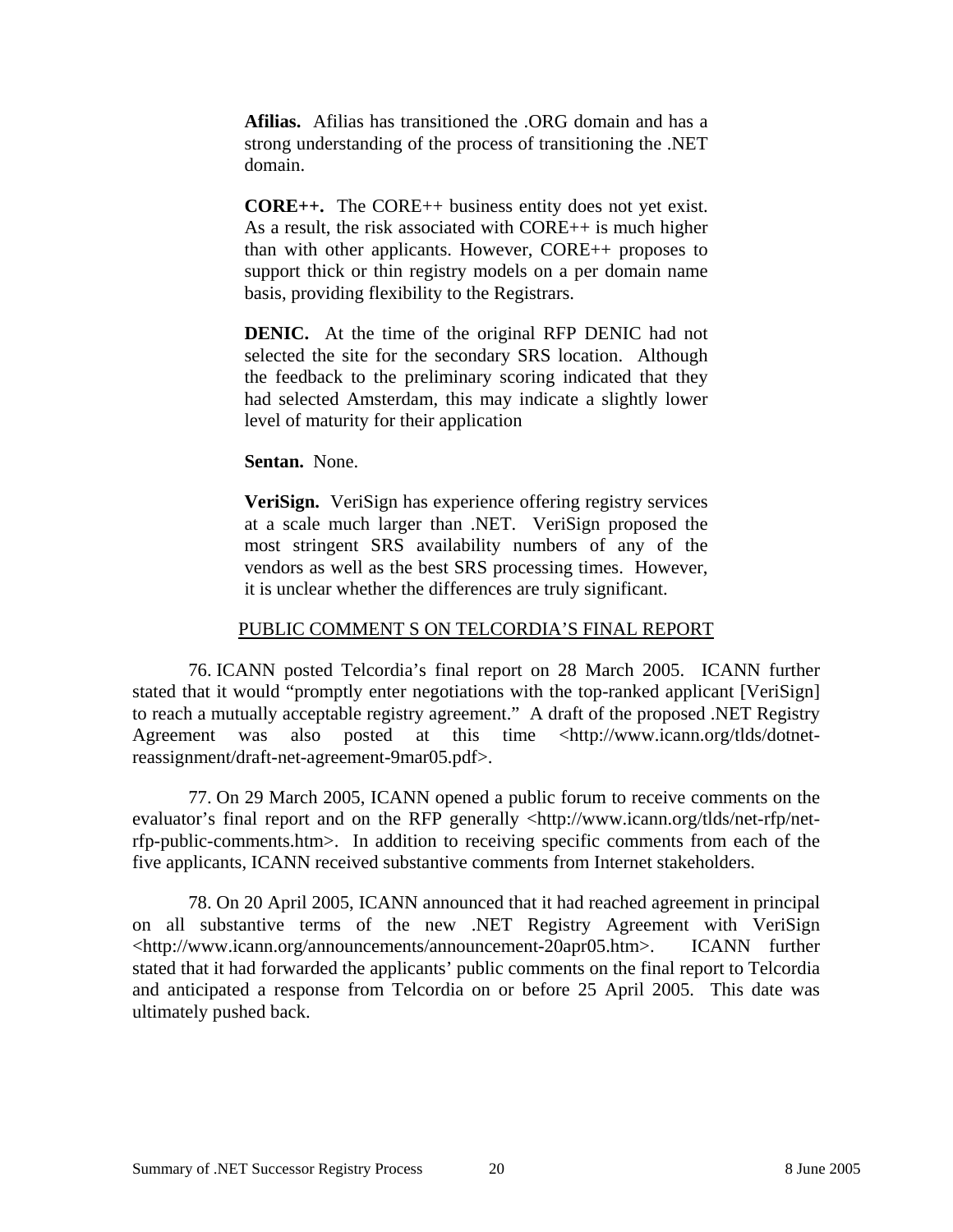**Afilias.** Afilias has transitioned the .ORG domain and has a strong understanding of the process of transitioning the .NET domain.

**CORE++.** The CORE++ business entity does not yet exist. As a result, the risk associated with CORE++ is much higher than with other applicants. However, CORE++ proposes to support thick or thin registry models on a per domain name basis, providing flexibility to the Registrars.

**DENIC.** At the time of the original RFP DENIC had not selected the site for the secondary SRS location. Although the feedback to the preliminary scoring indicated that they had selected Amsterdam, this may indicate a slightly lower level of maturity for their application

**Sentan.** None.

**VeriSign.** VeriSign has experience offering registry services at a scale much larger than .NET. VeriSign proposed the most stringent SRS availability numbers of any of the vendors as well as the best SRS processing times. However, it is unclear whether the differences are truly significant.

## PUBLIC COMMENT S ON TELCORDIA'S FINAL REPORT

76. ICANN posted Telcordia's final report on 28 March 2005. ICANN further stated that it would "promptly enter negotiations with the top-ranked applicant [VeriSign] to reach a mutually acceptable registry agreement." A draft of the proposed .NET Registry Agreement was also posted at this time <http://www.icann.org/tlds/dotnet-reassignment/draft-net-agreement-9mar05.pdf>.

77. On 29 March 2005, ICANN opened a public forum to receive comments on the evaluator's final report and on the RFP generally <http://www.icann.org/tlds/net-rfp/net-rfp-public-comments.htm>. In addition to receiving specific comments from each of the five applicants, ICANN received substantive comments from Internet stakeholders.

78. On 20 April 2005, ICANN announced that it had reached agreement in principal on all substantive terms of the new .NET Registry Agreement with VeriSign <http://www.icann.org/announcements/announcement-20apr05.htm>. ICANN further stated that it had forwarded the applicants' public comments on the final report to Telcordia and anticipated a response from Telcordia on or before 25 April 2005. This date was ultimately pushed back.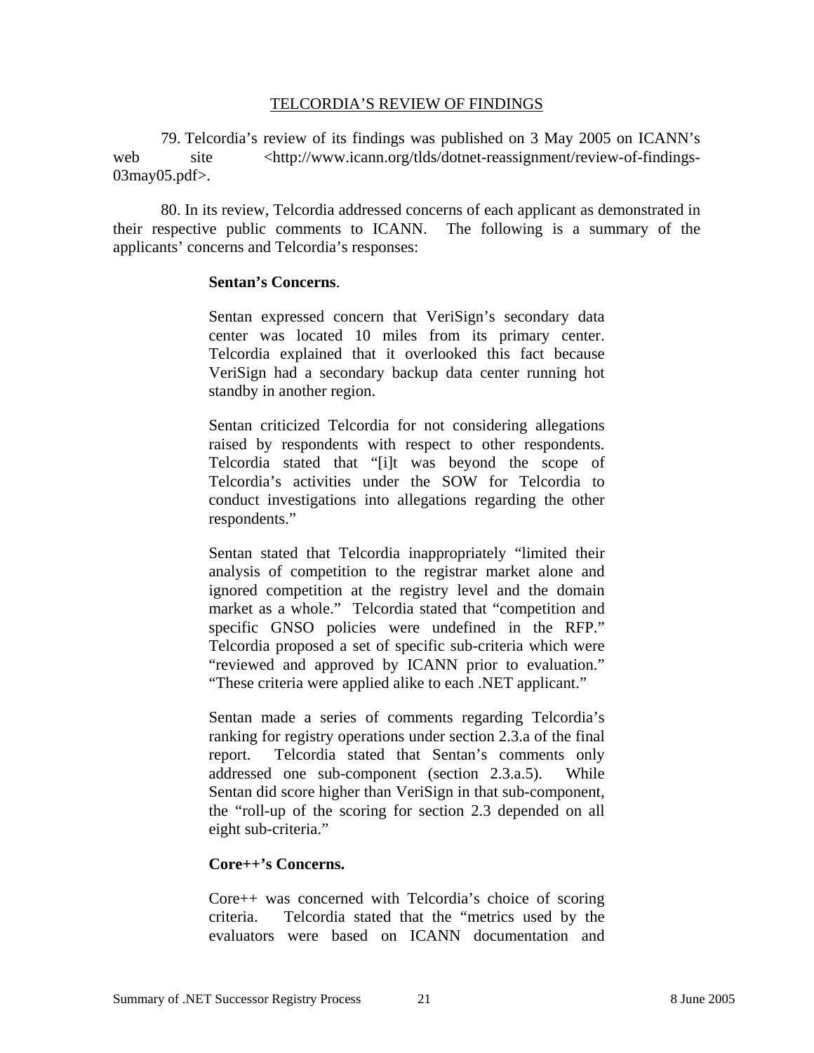## TELCORDIA'S REVIEW OF FINDINGS

79. Telcordia's review of its findings was published on 3 May 2005 on ICANN's web site <http://www.icann.org/tlds/dotnet-reassignment/review-of-findings-03may05.pdf>.

80. In its review, Telcordia addressed concerns of each applicant as demonstrated in their respective public comments to ICANN. The following is a summary of the applicants' concerns and Telcordia's responses:

> **Sentan's Concerns**.
>
> Sentan expressed concern that VeriSign's secondary data center was located 10 miles from its primary center. Telcordia explained that it overlooked this fact because VeriSign had a secondary backup data center running hot standby in another region.
>
> Sentan criticized Telcordia for not considering allegations raised by respondents with respect to other respondents. Telcordia stated that "[i]t was beyond the scope of Telcordia's activities under the SOW for Telcordia to conduct investigations into allegations regarding the other respondents."
>
> Sentan stated that Telcordia inappropriately "limited their analysis of competition to the registrar market alone and ignored competition at the registry level and the domain market as a whole." Telcordia stated that "competition and specific GNSO policies were undefined in the RFP." Telcordia proposed a set of specific sub-criteria which were "reviewed and approved by ICANN prior to evaluation." "These criteria were applied alike to each .NET applicant."
>
> Sentan made a series of comments regarding Telcordia's ranking for registry operations under section 2.3.a of the final report. Telcordia stated that Sentan's comments only addressed one sub-component (section 2.3.a.5). While Sentan did score higher than VeriSign in that sub-component, the "roll-up of the scoring for section 2.3 depended on all eight sub-criteria."
>
> **Core++'s Concerns.**
>
> Core++ was concerned with Telcordia's choice of scoring criteria. Telcordia stated that the "metrics used by the evaluators were based on ICANN documentation and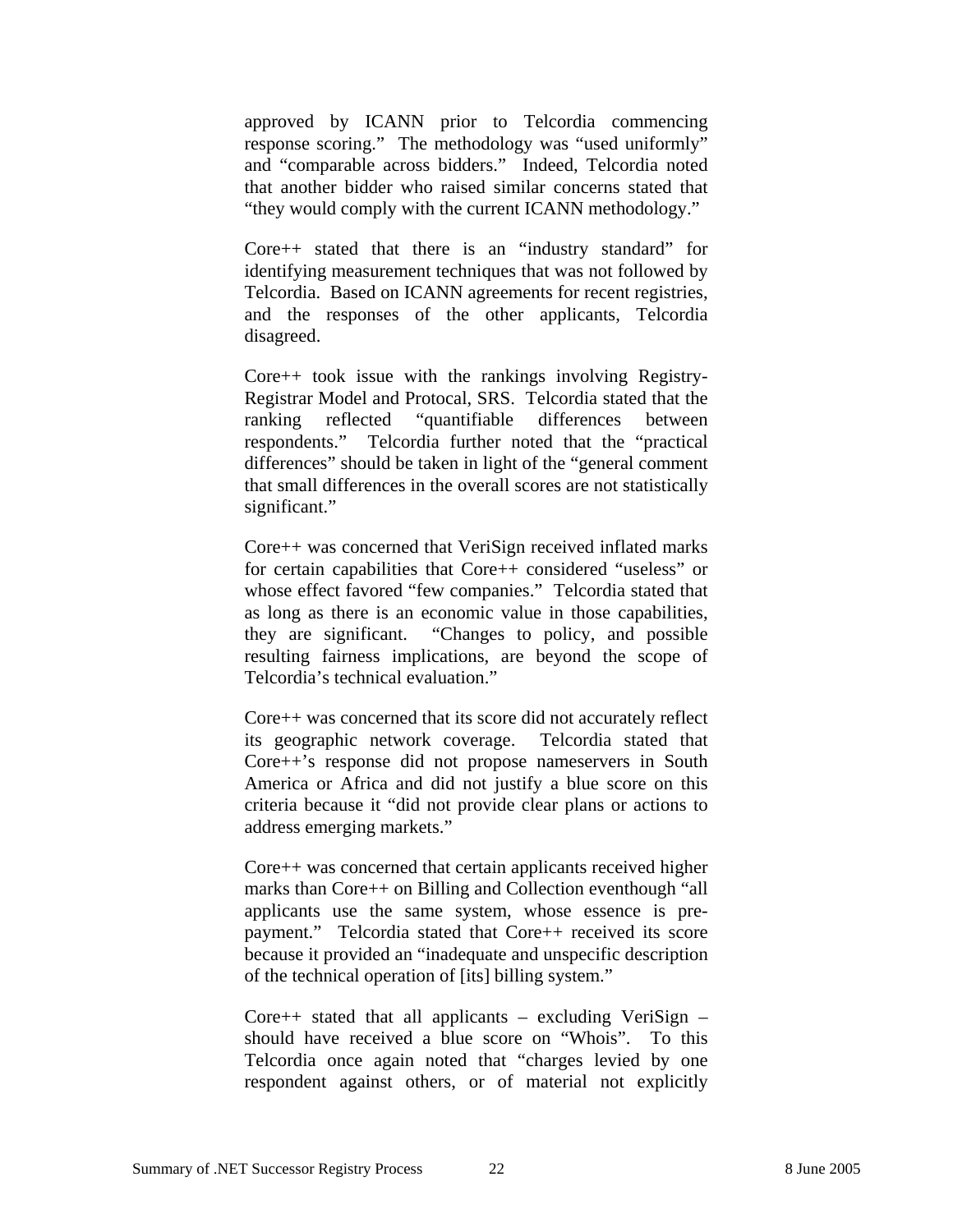approved by ICANN prior to Telcordia commencing response scoring." The methodology was "used uniformly" and "comparable across bidders." Indeed, Telcordia noted that another bidder who raised similar concerns stated that "they would comply with the current ICANN methodology."

Core++ stated that there is an "industry standard" for identifying measurement techniques that was not followed by Telcordia. Based on ICANN agreements for recent registries, and the responses of the other applicants, Telcordia disagreed.

Core++ took issue with the rankings involving Registry-Registrar Model and Protocal, SRS. Telcordia stated that the ranking reflected "quantifiable differences between respondents." Telcordia further noted that the "practical differences" should be taken in light of the "general comment that small differences in the overall scores are not statistically significant."

Core++ was concerned that VeriSign received inflated marks for certain capabilities that Core++ considered "useless" or whose effect favored "few companies." Telcordia stated that as long as there is an economic value in those capabilities, they are significant. "Changes to policy, and possible resulting fairness implications, are beyond the scope of Telcordia's technical evaluation."

Core++ was concerned that its score did not accurately reflect its geographic network coverage. Telcordia stated that Core++'s response did not propose nameservers in South America or Africa and did not justify a blue score on this criteria because it "did not provide clear plans or actions to address emerging markets."

Core++ was concerned that certain applicants received higher marks than Core++ on Billing and Collection eventhough "all applicants use the same system, whose essence is pre-payment." Telcordia stated that Core++ received its score because it provided an "inadequate and unspecific description of the technical operation of [its] billing system."

Core++ stated that all applicants – excluding VeriSign – should have received a blue score on "Whois". To this Telcordia once again noted that "charges levied by one respondent against others, or of material not explicitly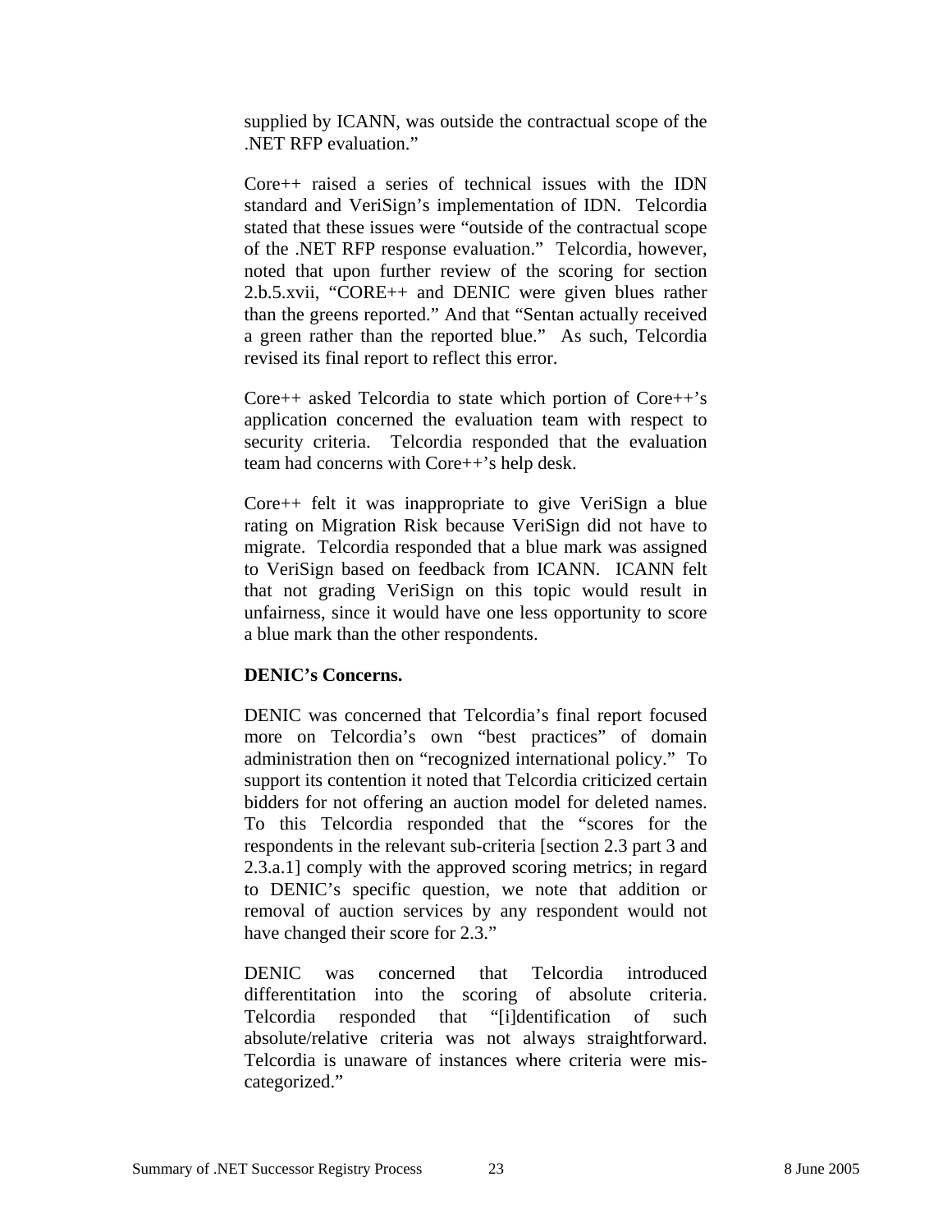supplied by ICANN, was outside the contractual scope of the .NET RFP evaluation."

Core++ raised a series of technical issues with the IDN standard and VeriSign's implementation of IDN. Telcordia stated that these issues were "outside of the contractual scope of the .NET RFP response evaluation." Telcordia, however, noted that upon further review of the scoring for section 2.b.5.xvii, "CORE++ and DENIC were given blues rather than the greens reported." And that "Sentan actually received a green rather than the reported blue." As such, Telcordia revised its final report to reflect this error.

Core++ asked Telcordia to state which portion of Core++'s application concerned the evaluation team with respect to security criteria. Telcordia responded that the evaluation team had concerns with Core++'s help desk.

Core++ felt it was inappropriate to give VeriSign a blue rating on Migration Risk because VeriSign did not have to migrate. Telcordia responded that a blue mark was assigned to VeriSign based on feedback from ICANN. ICANN felt that not grading VeriSign on this topic would result in unfairness, since it would have one less opportunity to score a blue mark than the other respondents.

**DENIC's Concerns.**

DENIC was concerned that Telcordia's final report focused more on Telcordia's own "best practices" of domain administration then on "recognized international policy." To support its contention it noted that Telcordia criticized certain bidders for not offering an auction model for deleted names. To this Telcordia responded that the "scores for the respondents in the relevant sub-criteria [section 2.3 part 3 and 2.3.a.1] comply with the approved scoring metrics; in regard to DENIC's specific question, we note that addition or removal of auction services by any respondent would not have changed their score for 2.3."

DENIC was concerned that Telcordia introduced differentitation into the scoring of absolute criteria. Telcordia responded that "[i]dentification of such absolute/relative criteria was not always straightforward. Telcordia is unaware of instances where criteria were mis-categorized."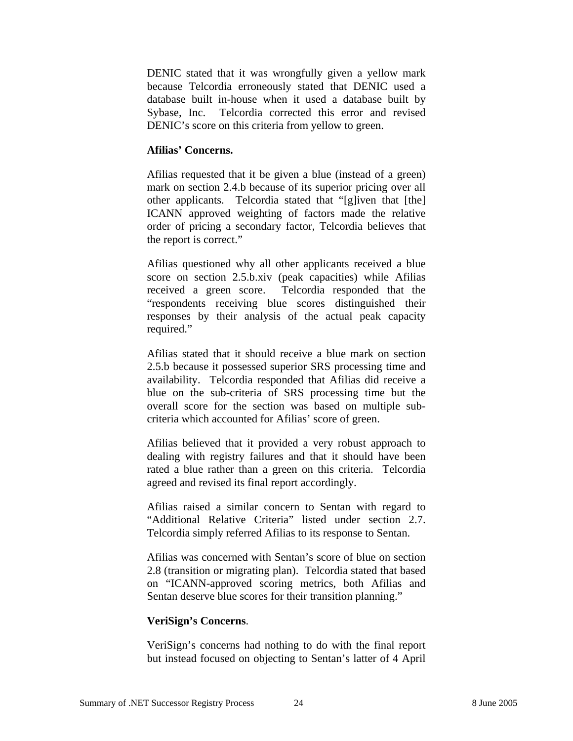DENIC stated that it was wrongfully given a yellow mark because Telcordia erroneously stated that DENIC used a database built in-house when it used a database built by Sybase, Inc. Telcordia corrected this error and revised DENIC's score on this criteria from yellow to green.

**Afilias' Concerns.**

Afilias requested that it be given a blue (instead of a green) mark on section 2.4.b because of its superior pricing over all other applicants. Telcordia stated that "[g]iven that [the] ICANN approved weighting of factors made the relative order of pricing a secondary factor, Telcordia believes that the report is correct."

Afilias questioned why all other applicants received a blue score on section 2.5.b.xiv (peak capacities) while Afilias received a green score. Telcordia responded that the "respondents receiving blue scores distinguished their responses by their analysis of the actual peak capacity required."

Afilias stated that it should receive a blue mark on section 2.5.b because it possessed superior SRS processing time and availability. Telcordia responded that Afilias did receive a blue on the sub-criteria of SRS processing time but the overall score for the section was based on multiple sub-criteria which accounted for Afilias' score of green.

Afilias believed that it provided a very robust approach to dealing with registry failures and that it should have been rated a blue rather than a green on this criteria. Telcordia agreed and revised its final report accordingly.

Afilias raised a similar concern to Sentan with regard to "Additional Relative Criteria" listed under section 2.7. Telcordia simply referred Afilias to its response to Sentan.

Afilias was concerned with Sentan's score of blue on section 2.8 (transition or migrating plan). Telcordia stated that based on "ICANN-approved scoring metrics, both Afilias and Sentan deserve blue scores for their transition planning."

**VeriSign's Concerns**.

VeriSign's concerns had nothing to do with the final report but instead focused on objecting to Sentan's latter of 4 April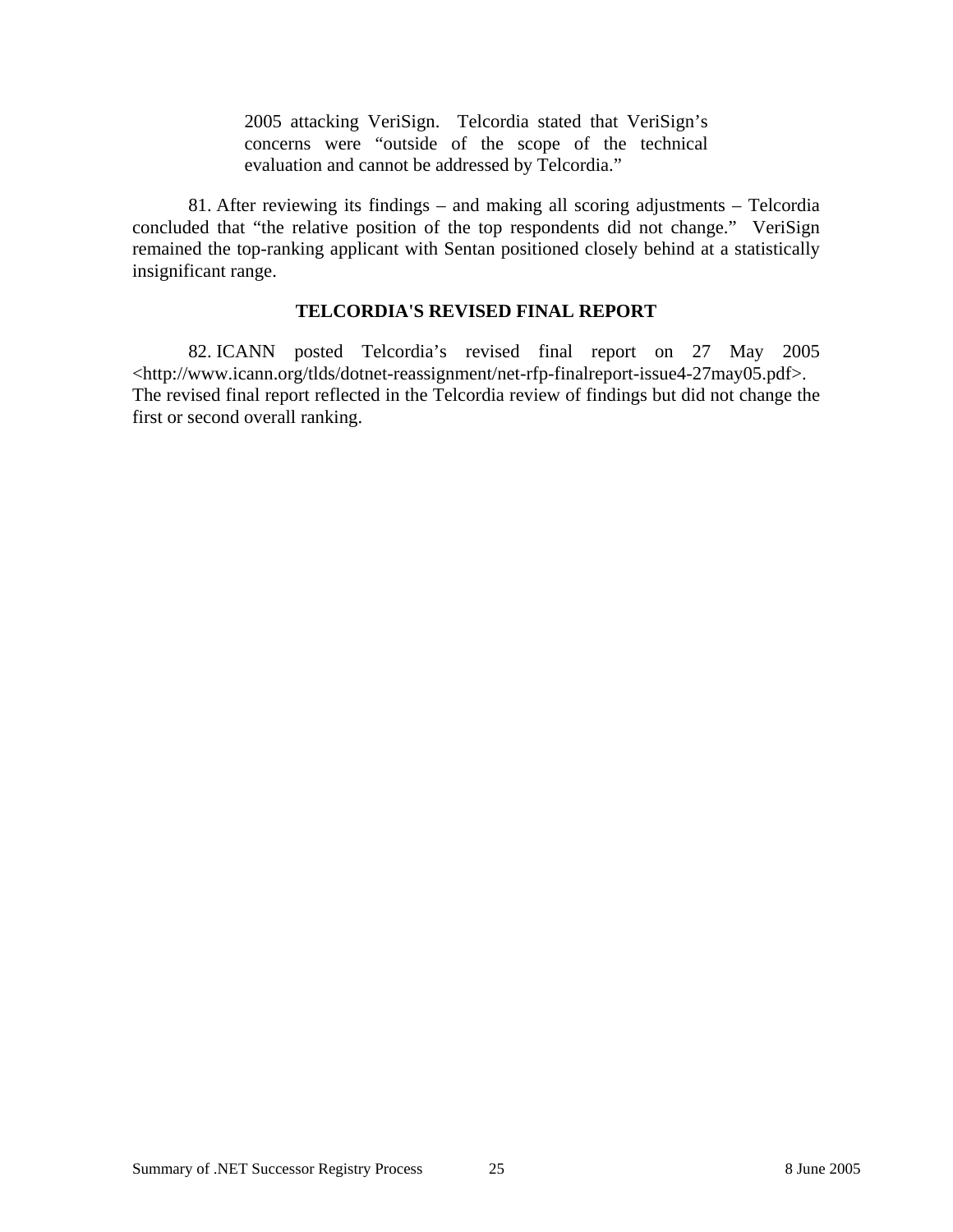> 2005 attacking VeriSign. Telcordia stated that VeriSign's concerns were "outside of the scope of the technical evaluation and cannot be addressed by Telcordia."

81. After reviewing its findings – and making all scoring adjustments – Telcordia concluded that "the relative position of the top respondents did not change." VeriSign remained the top-ranking applicant with Sentan positioned closely behind at a statistically insignificant range.

## TELCORDIA'S REVISED FINAL REPORT

82. ICANN posted Telcordia's revised final report on 27 May 2005 <http://www.icann.org/tlds/dotnet-reassignment/net-rfp-finalreport-issue4-27may05.pdf>. The revised final report reflected in the Telcordia review of findings but did not change the first or second overall ranking.